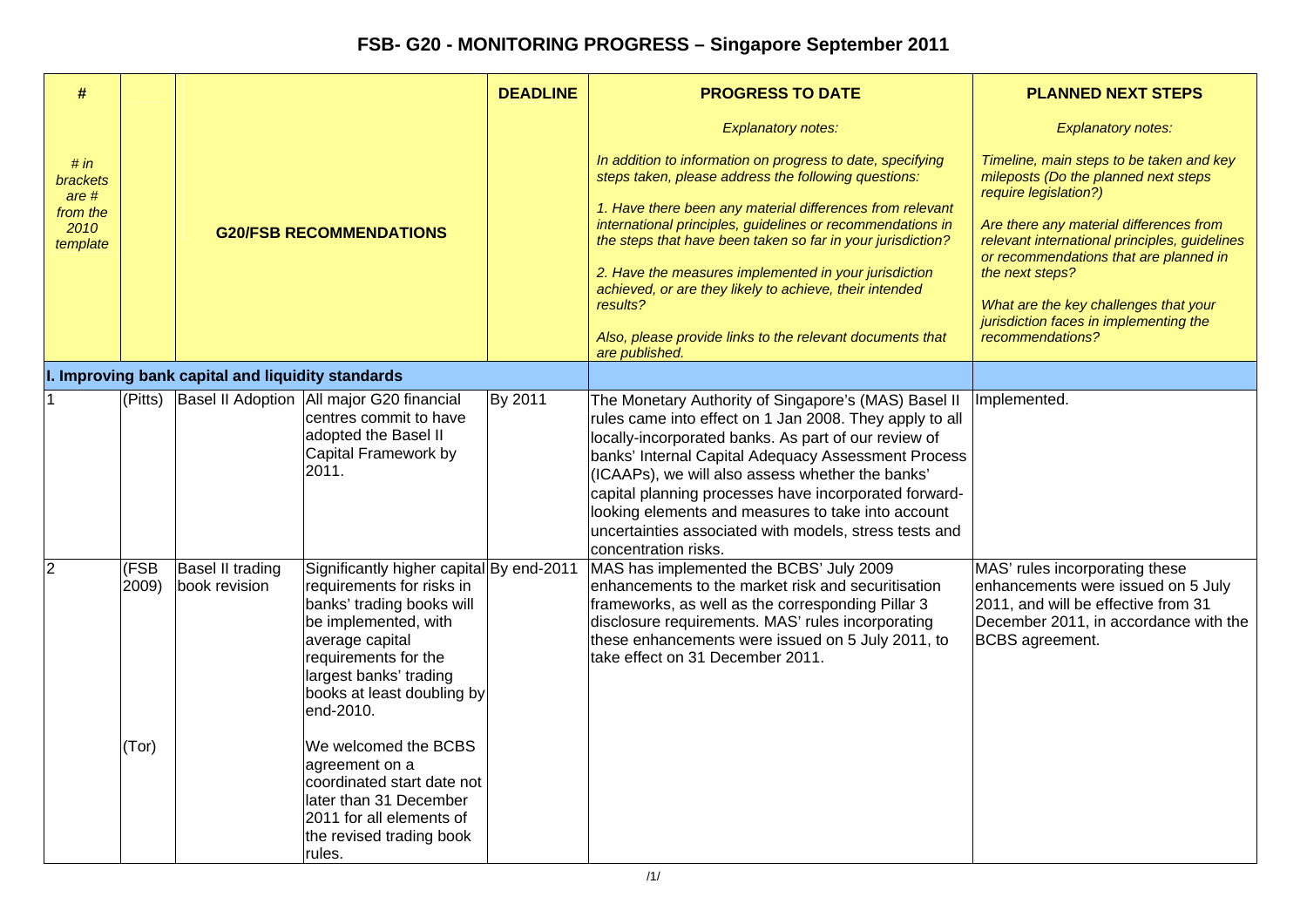# FSB- G20 - MONITORING PROGRESS – Singapore September 2011

| # | | G20/FSB RECOMMENDATIONS | | DEADLINE | PROGRESS TO DATE | PLANNED NEXT STEPS |
|---|---|---|---|---|---|---|
| *# in brackets are # from the 2010 template* | | | | | *Explanatory notes:*<br><br>*In addition to information on progress to date, specifying steps taken, please address the following questions:*<br><br>*1. Have there been any material differences from relevant international principles, guidelines or recommendations in the steps that have been taken so far in your jurisdiction?*<br><br>*2. Have the measures implemented in your jurisdiction achieved, or are they likely to achieve, their intended results?*<br><br>*Also, please provide links to the relevant documents that are published.* | *Explanatory notes:*<br><br>*Timeline, main steps to be taken and key mileposts (Do the planned next steps require legislation?)*<br><br>*Are there any material differences from relevant international principles, guidelines or recommendations that are planned in the next steps?*<br><br>*What are the key challenges that your jurisdiction faces in implementing the recommendations?* |
| **I. Improving bank capital and liquidity standards** | | | | | | |
| 1 | (Pitts) | Basel II Adoption | All major G20 financial centres commit to have adopted the Basel II Capital Framework by 2011. | By 2011 | The Monetary Authority of Singapore's (MAS) Basel II rules came into effect on 1 Jan 2008. They apply to all locally-incorporated banks. As part of our review of banks' Internal Capital Adequacy Assessment Process (ICAAPs), we will also assess whether the banks' capital planning processes have incorporated forward-looking elements and measures to take into account uncertainties associated with models, stress tests and concentration risks. | Implemented. |
| 2 | (FSB 2009)<br><br>(Tor) | Basel II trading book revision | Significantly higher capital requirements for risks in banks' trading books will be implemented, with average capital requirements for the largest banks' trading books at least doubling by end-2010.<br><br>We welcomed the BCBS agreement on a coordinated start date not later than 31 December 2011 for all elements of the revised trading book rules. | By end-2011 | MAS has implemented the BCBS' July 2009 enhancements to the market risk and securitisation frameworks, as well as the corresponding Pillar 3 disclosure requirements. MAS' rules incorporating these enhancements were issued on 5 July 2011, to take effect on 31 December 2011. | MAS' rules incorporating these enhancements were issued on 5 July 2011, and will be effective from 31 December 2011, in accordance with the BCBS agreement. |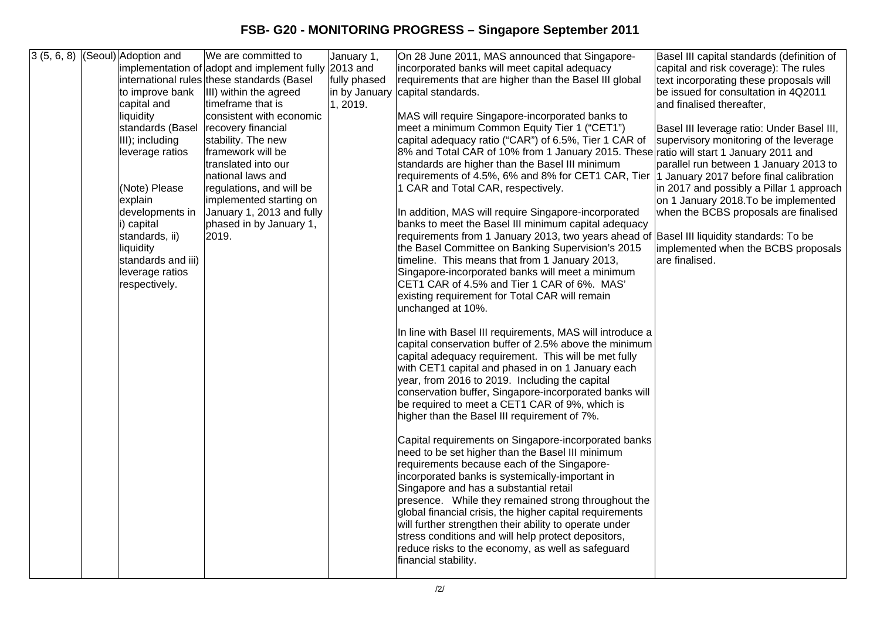# FSB- G20 - MONITORING PROGRESS – Singapore September 2011

| | | | | | | |
|---|---|---|---|---|---|---|
| 3 (5, 6, 8) | (Seoul) | Adoption and implementation of international rules to improve bank capital and liquidity standards (Basel III); including leverage ratios<br><br>(Note) Please explain developments in i) capital standards, ii) liquidity standards and iii) leverage ratios respectively. | We are committed to adopt and implement fully these standards (Basel III) within the agreed timeframe that is consistent with economic recovery financial stability. The new framework will be translated into our national laws and regulations, and will be implemented starting on January 1, 2013 and fully phased in by January 1, 2019. | January 1, 2013 and fully phased in by January 1, 2019. | On 28 June 2011, MAS announced that Singapore-incorporated banks will meet capital adequacy requirements that are higher than the Basel III global capital standards.<br><br>MAS will require Singapore-incorporated banks to meet a minimum Common Equity Tier 1 ("CET1") capital adequacy ratio ("CAR") of 6.5%, Tier 1 CAR of 8% and Total CAR of 10% from 1 January 2015. These standards are higher than the Basel III minimum requirements of 4.5%, 6% and 8% for CET1 CAR, Tier 1 CAR and Total CAR, respectively.<br><br>In addition, MAS will require Singapore-incorporated banks to meet the Basel III minimum capital adequacy requirements from 1 January 2013, two years ahead of the Basel Committee on Banking Supervision's 2015 timeline. This means that from 1 January 2013, Singapore-incorporated banks will meet a minimum CET1 CAR of 4.5% and Tier 1 CAR of 6%. MAS' existing requirement for Total CAR will remain unchanged at 10%.<br><br>In line with Basel III requirements, MAS will introduce a capital conservation buffer of 2.5% above the minimum capital adequacy requirement. This will be met fully with CET1 capital and phased in on 1 January each year, from 2016 to 2019. Including the capital conservation buffer, Singapore-incorporated banks will be required to meet a CET1 CAR of 9%, which is higher than the Basel III requirement of 7%.<br><br>Capital requirements on Singapore-incorporated banks need to be set higher than the Basel III minimum requirements because each of the Singapore-incorporated banks is systemically-important in Singapore and has a substantial retail presence. While they remained strong throughout the global financial crisis, the higher capital requirements will further strengthen their ability to operate under stress conditions and will help protect depositors, reduce risks to the economy, as well as safeguard financial stability. | Basel III capital standards (definition of capital and risk coverage): The rules text incorporating these proposals will be issued for consultation in 4Q2011 and finalised thereafter,<br><br>Basel III leverage ratio: Under Basel III, supervisory monitoring of the leverage ratio will start 1 January 2011 and parallel run between 1 January 2013 to 1 January 2017 before final calibration in 2017 and possibly a Pillar 1 approach on 1 January 2018.To be implemented when the BCBS proposals are finalised<br><br>Basel III liquidity standards: To be implemented when the BCBS proposals are finalised. |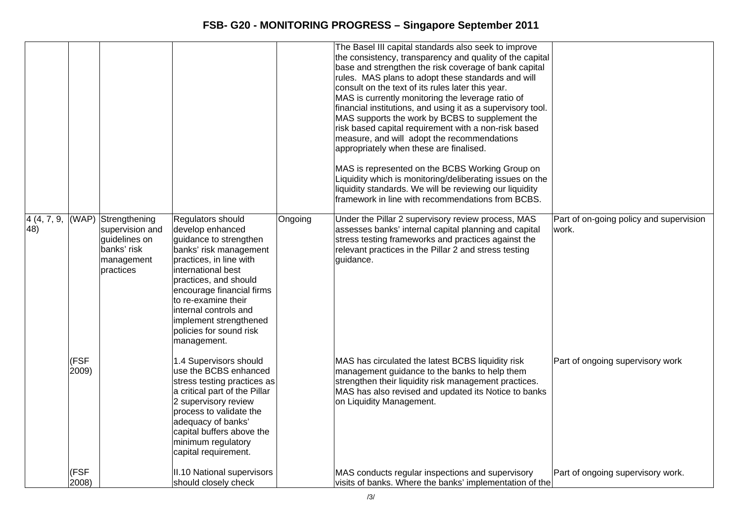| | | | | | | |
|---|---|---|---|---|---|---|
| | | | | | The Basel III capital standards also seek to improve the consistency, transparency and quality of the capital base and strengthen the risk coverage of bank capital rules. MAS plans to adopt these standards and will consult on the text of its rules later this year. MAS is currently monitoring the leverage ratio of financial institutions, and using it as a supervisory tool. MAS supports the work by BCBS to supplement the risk based capital requirement with a non-risk based measure, and will adopt the recommendations appropriately when these are finalised.<br><br>MAS is represented on the BCBS Working Group on Liquidity which is monitoring/deliberating issues on the liquidity standards. We will be reviewing our liquidity framework in line with recommendations from BCBS. | |
| 4 (4, 7, 9, 48) | (WAP) | Strengthening supervision and guidelines on banks' risk management practices | Regulators should develop enhanced guidance to strengthen banks' risk management practices, in line with international best practices, and should encourage financial firms to re-examine their internal controls and implement strengthened policies for sound risk management. | Ongoing | Under the Pillar 2 supervisory review process, MAS assesses banks' internal capital planning and capital stress testing frameworks and practices against the relevant practices in the Pillar 2 and stress testing guidance. | Part of on-going policy and supervision work. |
| | (FSF 2009) | | 1.4 Supervisors should use the BCBS enhanced stress testing practices as a critical part of the Pillar 2 supervisory review process to validate the adequacy of banks' capital buffers above the minimum regulatory capital requirement. | | MAS has circulated the latest BCBS liquidity risk management guidance to the banks to help them strengthen their liquidity risk management practices. MAS has also revised and updated its Notice to banks on Liquidity Management. | Part of ongoing supervisory work |
| | (FSF 2008) | | II.10 National supervisors should closely check | | MAS conducts regular inspections and supervisory visits of banks. Where the banks' implementation of the | Part of ongoing supervisory work. |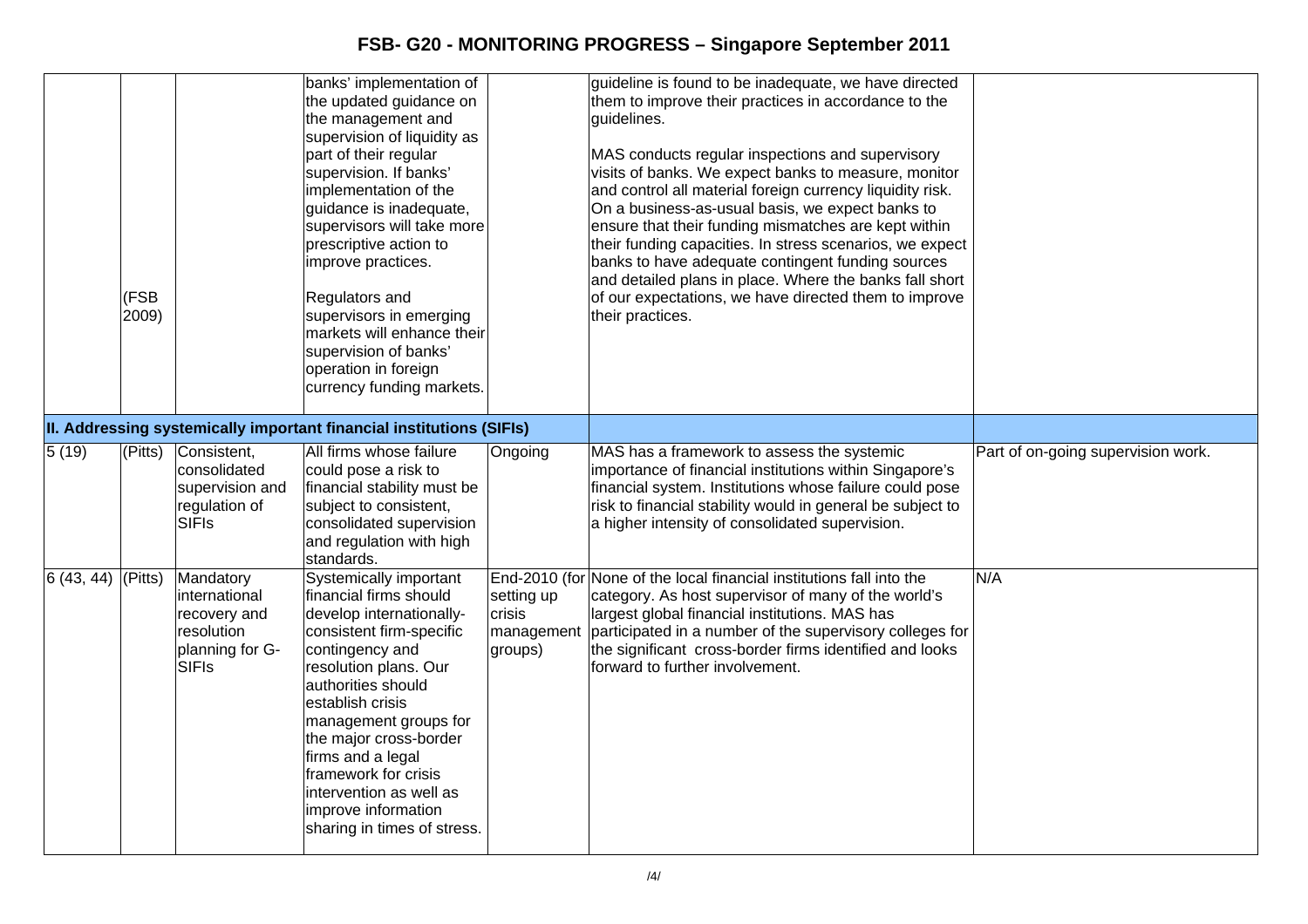| | | | | | | |
|---|---|---|---|---|---|---|
| | (FSB 2009) | | banks' implementation of the updated guidance on the management and supervision of liquidity as part of their regular supervision. If banks' implementation of the guidance is inadequate, supervisors will take more prescriptive action to improve practices.<br><br>Regulators and supervisors in emerging markets will enhance their supervision of banks' operation in foreign currency funding markets. | | guideline is found to be inadequate, we have directed them to improve their practices in accordance to the guidelines.<br><br>MAS conducts regular inspections and supervisory visits of banks. We expect banks to measure, monitor and control all material foreign currency liquidity risk. On a business-as-usual basis, we expect banks to ensure that their funding mismatches are kept within their funding capacities. In stress scenarios, we expect banks to have adequate contingent funding sources and detailed plans in place. Where the banks fall short of our expectations, we have directed them to improve their practices. | |
| **II. Addressing systemically important financial institutions (SIFIs)** | | | | | | |
| 5 (19) | (Pitts) | Consistent, consolidated supervision and regulation of SIFIs | All firms whose failure could pose a risk to financial stability must be subject to consistent, consolidated supervision and regulation with high standards. | Ongoing | MAS has a framework to assess the systemic importance of financial institutions within Singapore's financial system. Institutions whose failure could pose risk to financial stability would in general be subject to a higher intensity of consolidated supervision. | Part of on-going supervision work. |
| 6 (43, 44) | (Pitts) | Mandatory international recovery and resolution planning for G-SIFIs | Systemically important financial firms should develop internationally-consistent firm-specific contingency and resolution plans. Our authorities should establish crisis management groups for the major cross-border firms and a legal framework for crisis intervention as well as improve information sharing in times of stress. | End-2010 (for setting up crisis management groups) | None of the local financial institutions fall into the category. As host supervisor of many of the world's largest global financial institutions. MAS has participated in a number of the supervisory colleges for the significant cross-border firms identified and looks forward to further involvement. | N/A |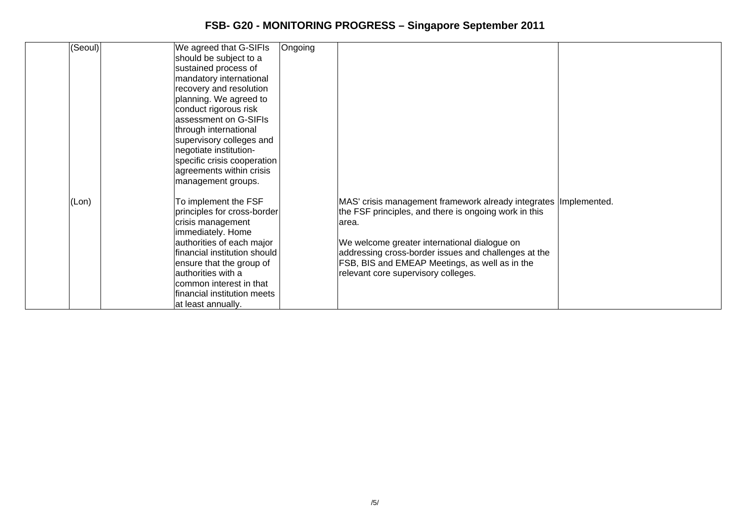# FSB- G20 - MONITORING PROGRESS – Singapore September 2011

| | | | | | | |
|---|---|---|---|---|---|---|
| | (Seoul) | | We agreed that G-SIFIs should be subject to a sustained process of mandatory international recovery and resolution planning. We agreed to conduct rigorous risk assessment on G-SIFIs through international supervisory colleges and negotiate institution-specific crisis cooperation agreements within crisis management groups. | Ongoing | | |
| | (Lon) | | To implement the FSF principles for cross-border crisis management immediately. Home authorities of each major financial institution should ensure that the group of authorities with a common interest in that financial institution meets at least annually. | | MAS' crisis management framework already integrates the FSF principles, and there is ongoing work in this area.<br><br>We welcome greater international dialogue on addressing cross-border issues and challenges at the FSB, BIS and EMEAP Meetings, as well as in the relevant core supervisory colleges. | Implemented. |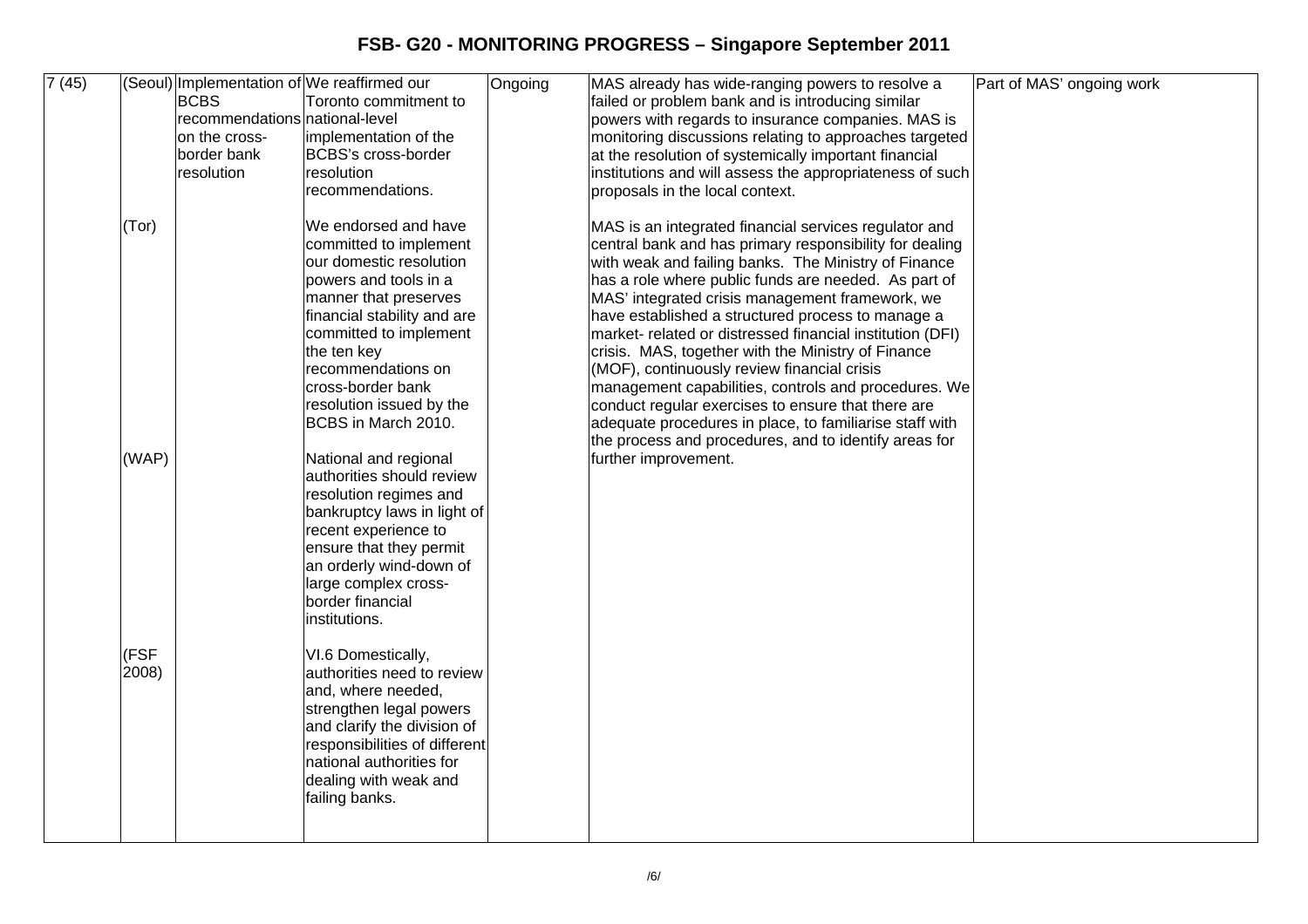| 7 (45) | (Seoul)<br><br>(Tor)<br><br>(WAP)<br><br>(FSF 2008) | Implementation of BCBS recommendations on the cross-border bank resolution | We reaffirmed our Toronto commitment to national-level implementation of the BCBS's cross-border resolution recommendations.<br><br>We endorsed and have committed to implement our domestic resolution powers and tools in a manner that preserves financial stability and are committed to implement the ten key recommendations on cross-border bank resolution issued by the BCBS in March 2010.<br><br>National and regional authorities should review resolution regimes and bankruptcy laws in light of recent experience to ensure that they permit an orderly wind-down of large complex cross-border financial institutions.<br><br>VI.6 Domestically, authorities need to review and, where needed, strengthen legal powers and clarify the division of responsibilities of different national authorities for dealing with weak and failing banks. | Ongoing | MAS already has wide-ranging powers to resolve a failed or problem bank and is introducing similar powers with regards to insurance companies. MAS is monitoring discussions relating to approaches targeted at the resolution of systemically important financial institutions and will assess the appropriateness of such proposals in the local context.<br><br>MAS is an integrated financial services regulator and central bank and has primary responsibility for dealing with weak and failing banks. The Ministry of Finance has a role where public funds are needed. As part of MAS' integrated crisis management framework, we have established a structured process to manage a market- related or distressed financial institution (DFI) crisis. MAS, together with the Ministry of Finance (MOF), continuously review financial crisis management capabilities, controls and procedures. We conduct regular exercises to ensure that there are adequate procedures in place, to familiarise staff with the process and procedures, and to identify areas for further improvement. | Part of MAS' ongoing work |
|---|---|---|---|---|---|---|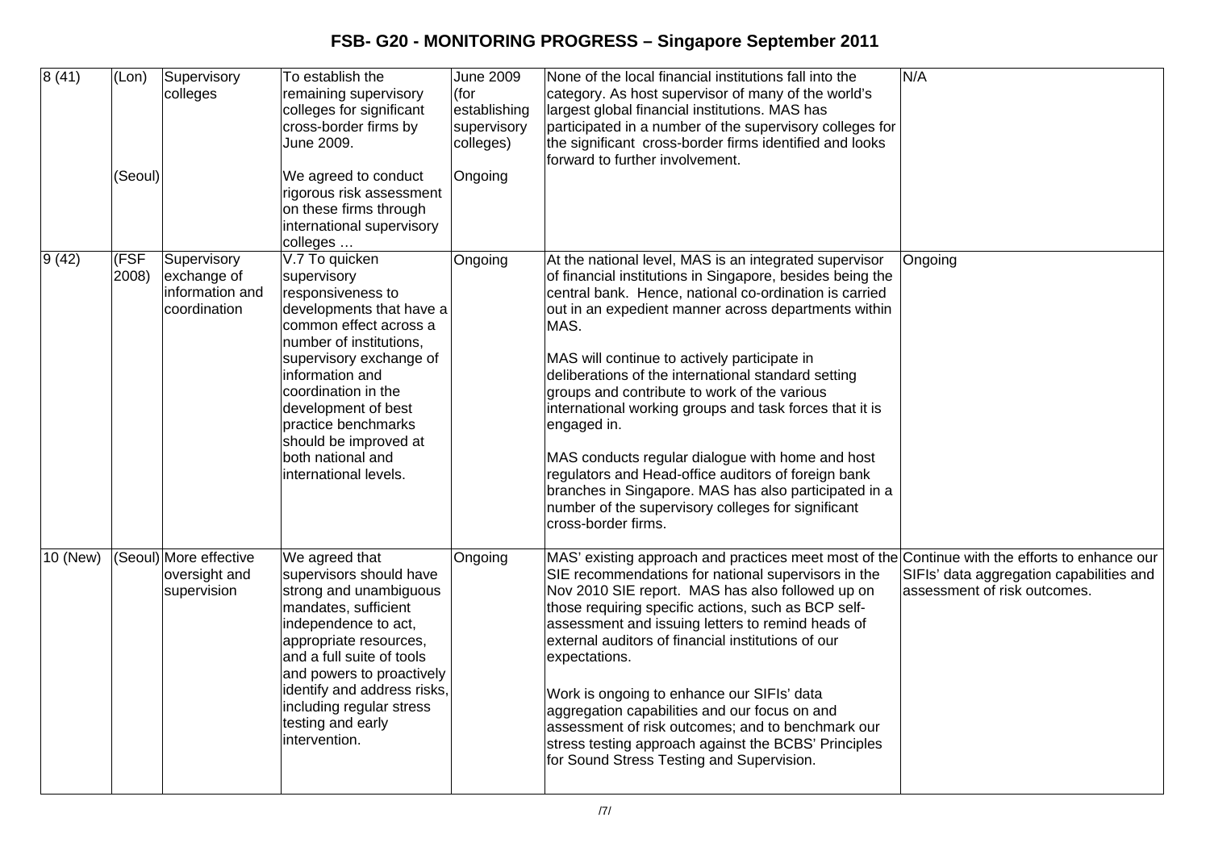| | | | | | | |
|---|---|---|---|---|---|---|
| 8 (41) | (Lon)<br><br><br><br><br>(Seoul) | Supervisory colleges | To establish the remaining supervisory colleges for significant cross-border firms by June 2009.<br><br>We agreed to conduct rigorous risk assessment on these firms through international supervisory colleges … | June 2009 (for establishing supervisory colleges)<br><br>Ongoing | None of the local financial institutions fall into the category. As host supervisor of many of the world's largest global financial institutions. MAS has participated in a number of the supervisory colleges for the significant cross-border firms identified and looks forward to further involvement. | N/A |
| 9 (42) | (FSF 2008) | Supervisory exchange of information and coordination | V.7 To quicken supervisory responsiveness to developments that have a common effect across a number of institutions, supervisory exchange of information and coordination in the development of best practice benchmarks should be improved at both national and international levels. | Ongoing | At the national level, MAS is an integrated supervisor of financial institutions in Singapore, besides being the central bank. Hence, national co-ordination is carried out in an expedient manner across departments within MAS.<br><br>MAS will continue to actively participate in deliberations of the international standard setting groups and contribute to work of the various international working groups and task forces that it is engaged in.<br><br>MAS conducts regular dialogue with home and host regulators and Head-office auditors of foreign bank branches in Singapore. MAS has also participated in a number of the supervisory colleges for significant cross-border firms. | Ongoing |
| 10 (New) | (Seoul) | More effective oversight and supervision | We agreed that supervisors should have strong and unambiguous mandates, sufficient independence to act, appropriate resources, and a full suite of tools and powers to proactively identify and address risks, including regular stress testing and early intervention. | Ongoing | MAS' existing approach and practices meet most of the SIE recommendations for national supervisors in the Nov 2010 SIE report. MAS has also followed up on those requiring specific actions, such as BCP self-assessment and issuing letters to remind heads of external auditors of financial institutions of our expectations.<br><br>Work is ongoing to enhance our SIFIs' data aggregation capabilities and our focus on and assessment of risk outcomes; and to benchmark our stress testing approach against the BCBS' Principles for Sound Stress Testing and Supervision. | Continue with the efforts to enhance our SIFIs' data aggregation capabilities and assessment of risk outcomes. |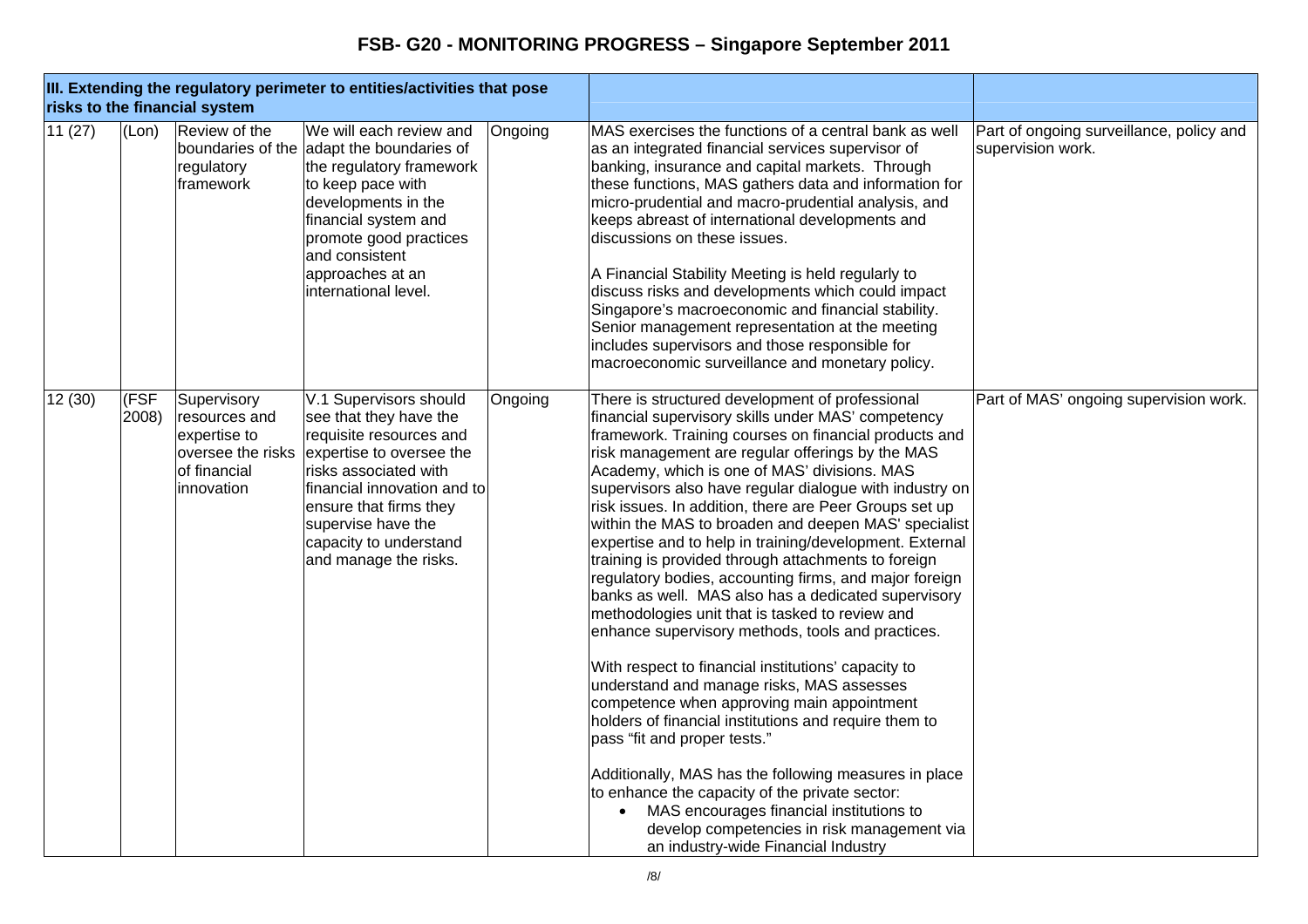# FSB- G20 - MONITORING PROGRESS – Singapore September 2011

| III. Extending the regulatory perimeter to entities/activities that pose risks to the financial system | | | | | | |
|---|---|---|---|---|---|---|
| 11 (27) | (Lon) | Review of the boundaries of the regulatory framework | We will each review and adapt the boundaries of the regulatory framework to keep pace with developments in the financial system and promote good practices and consistent approaches at an international level. | Ongoing | MAS exercises the functions of a central bank as well as an integrated financial services supervisor of banking, insurance and capital markets. Through these functions, MAS gathers data and information for micro-prudential and macro-prudential analysis, and keeps abreast of international developments and discussions on these issues.<br><br>A Financial Stability Meeting is held regularly to discuss risks and developments which could impact Singapore's macroeconomic and financial stability. Senior management representation at the meeting includes supervisors and those responsible for macroeconomic surveillance and monetary policy. | Part of ongoing surveillance, policy and supervision work. |
| 12 (30) | (FSF 2008) | Supervisory resources and expertise to oversee the risks of financial innovation | V.1 Supervisors should see that they have the requisite resources and expertise to oversee the risks associated with financial innovation and to ensure that firms they supervise have the capacity to understand and manage the risks. | Ongoing | There is structured development of professional financial supervisory skills under MAS' competency framework. Training courses on financial products and risk management are regular offerings by the MAS Academy, which is one of MAS' divisions. MAS supervisors also have regular dialogue with industry on risk issues. In addition, there are Peer Groups set up within the MAS to broaden and deepen MAS' specialist expertise and to help in training/development. External training is provided through attachments to foreign regulatory bodies, accounting firms, and major foreign banks as well. MAS also has a dedicated supervisory methodologies unit that is tasked to review and enhance supervisory methods, tools and practices.<br><br>With respect to financial institutions' capacity to understand and manage risks, MAS assesses competence when approving main appointment holders of financial institutions and require them to pass "fit and proper tests."<br><br>Additionally, MAS has the following measures in place to enhance the capacity of the private sector:<br>• MAS encourages financial institutions to develop competencies in risk management via an industry-wide Financial Industry | Part of MAS' ongoing supervision work. |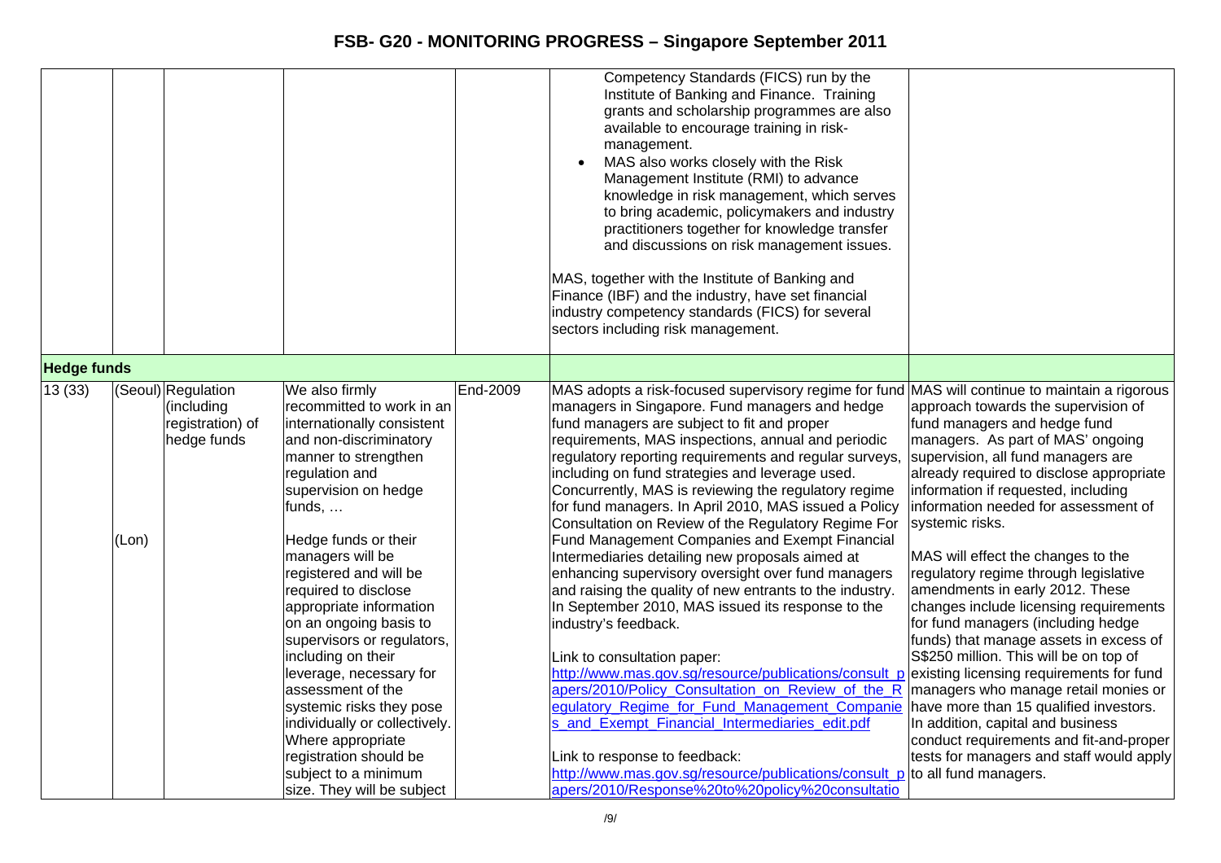| | | | | | | |
|---|---|---|---|---|---|---|
| | | | | | Competency Standards (FICS) run by the Institute of Banking and Finance. Training grants and scholarship programmes are also available to encourage training in risk-management.<br>• MAS also works closely with the Risk Management Institute (RMI) to advance knowledge in risk management, which serves to bring academic, policymakers and industry practitioners together for knowledge transfer and discussions on risk management issues.<br><br>MAS, together with the Institute of Banking and Finance (IBF) and the industry, have set financial industry competency standards (FICS) for several sectors including risk management. | |
| **Hedge funds** | | | | | | |
| 13 (33) | (Seoul)<br><br><br><br><br><br><br><br>(Lon) | Regulation (including registration) of hedge funds | We also firmly recommitted to work in an internationally consistent and non-discriminatory manner to strengthen regulation and supervision on hedge funds, …<br><br>Hedge funds or their managers will be registered and will be required to disclose appropriate information on an ongoing basis to supervisors or regulators, including on their leverage, necessary for assessment of the systemic risks they pose individually or collectively. Where appropriate registration should be subject to a minimum size. They will be subject | End-2009 | MAS adopts a risk-focused supervisory regime for fund managers in Singapore. Fund managers and hedge fund managers are subject to fit and proper requirements, MAS inspections, annual and periodic regulatory reporting requirements and regular surveys, including on fund strategies and leverage used. Concurrently, MAS is reviewing the regulatory regime for fund managers. In April 2010, MAS issued a Policy Consultation on Review of the Regulatory Regime For Fund Management Companies and Exempt Financial Intermediaries detailing new proposals aimed at enhancing supervisory oversight over fund managers and raising the quality of new entrants to the industry. In September 2010, MAS issued its response to the industry's feedback.<br><br>Link to consultation paper:<br>http://www.mas.gov.sg/resource/publications/consult_papers/2010/Policy_Consultation_on_Review_of_the_Regulatory_Regime_for_Fund_Management_Companies_and_Exempt_Financial_Intermediaries_edit.pdf<br><br>Link to response to feedback:<br>http://www.mas.gov.sg/resource/publications/consult_papers/2010/Response%20to%20policy%20consultatio | MAS will continue to maintain a rigorous approach towards the supervision of fund managers and hedge fund managers. As part of MAS' ongoing supervision, all fund managers are already required to disclose appropriate information if requested, including information needed for assessment of systemic risks.<br><br>MAS will effect the changes to the regulatory regime through legislative amendments in early 2012. These changes include licensing requirements for fund managers (including hedge funds) that manage assets in excess of S$250 million. This will be on top of existing licensing requirements for fund managers who manage retail monies or have more than 15 qualified investors. In addition, capital and business conduct requirements and fit-and-proper tests for managers and staff would apply to all fund managers. |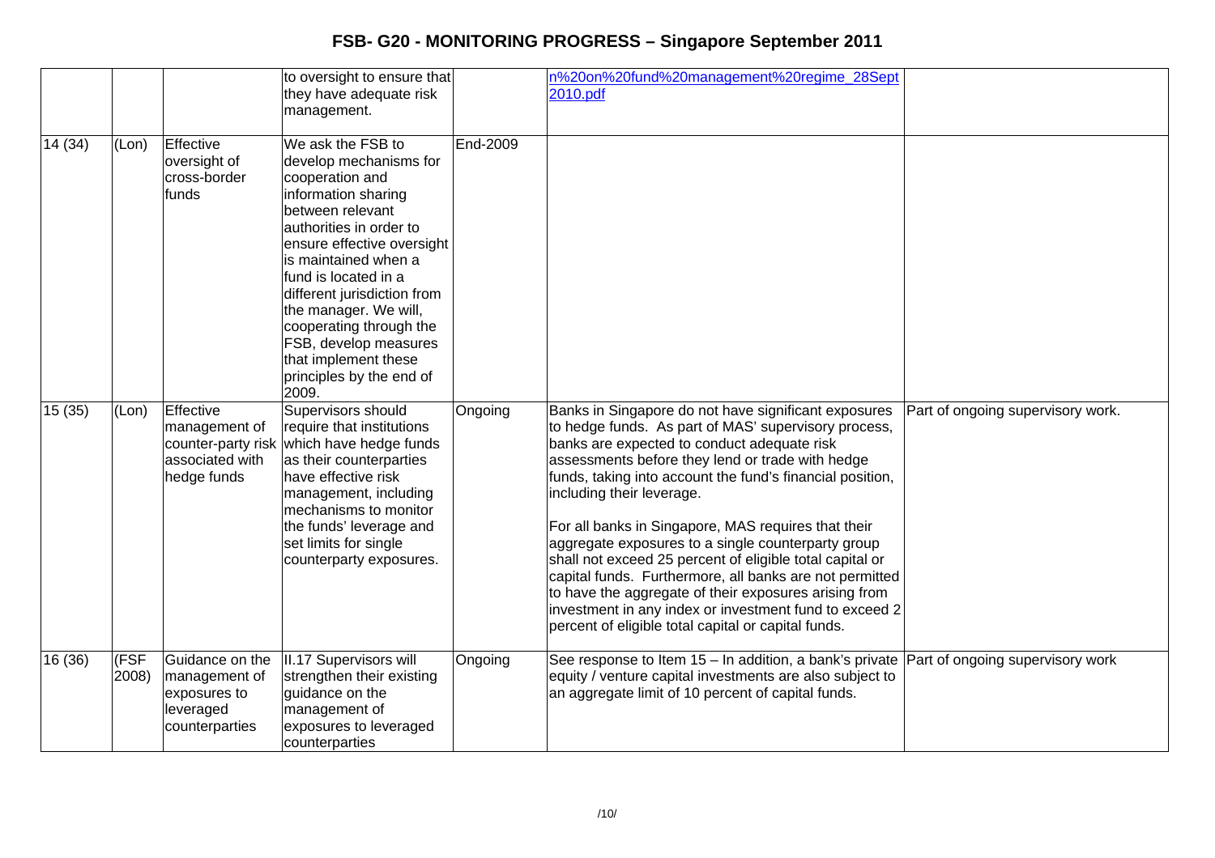# FSB- G20 - MONITORING PROGRESS – Singapore September 2011

| | | | | | | |
|---|---|---|---|---|---|---|
| | | | to oversight to ensure that they have adequate risk management. | | n%20on%20fund%20management%20regime_28Sept2010.pdf | |
| 14 (34) | (Lon) | Effective oversight of cross-border funds | We ask the FSB to develop mechanisms for cooperation and information sharing between relevant authorities in order to ensure effective oversight is maintained when a fund is located in a different jurisdiction from the manager. We will, cooperating through the FSB, develop measures that implement these principles by the end of 2009. | End-2009 | | |
| 15 (35) | (Lon) | Effective management of counter-party risk associated with hedge funds | Supervisors should require that institutions which have hedge funds as their counterparties have effective risk management, including mechanisms to monitor the funds' leverage and set limits for single counterparty exposures. | Ongoing | Banks in Singapore do not have significant exposures to hedge funds. As part of MAS' supervisory process, banks are expected to conduct adequate risk assessments before they lend or trade with hedge funds, taking into account the fund's financial position, including their leverage.<br><br>For all banks in Singapore, MAS requires that their aggregate exposures to a single counterparty group shall not exceed 25 percent of eligible total capital or capital funds. Furthermore, all banks are not permitted to have the aggregate of their exposures arising from investment in any index or investment fund to exceed 2 percent of eligible total capital or capital funds. | Part of ongoing supervisory work. |
| 16 (36) | (FSF 2008) | Guidance on the management of exposures to leveraged counterparties | II.17 Supervisors will strengthen their existing guidance on the management of exposures to leveraged counterparties | Ongoing | See response to Item 15 – In addition, a bank's private equity / venture capital investments are also subject to an aggregate limit of 10 percent of capital funds. | Part of ongoing supervisory work |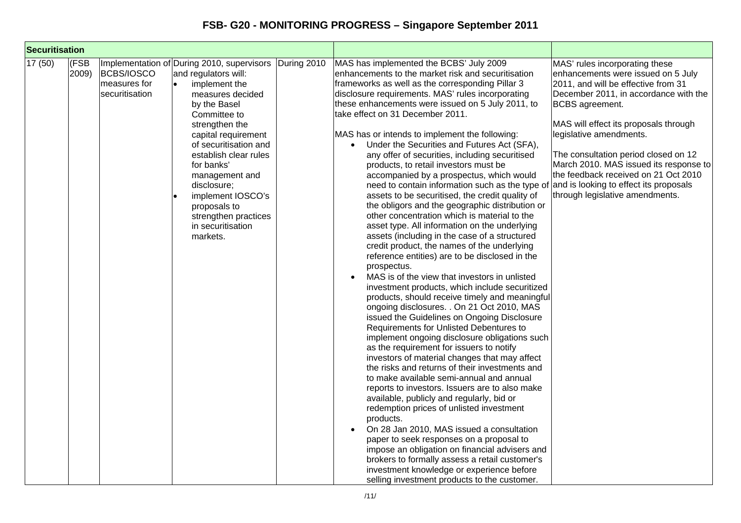# FSB- G20 - MONITORING PROGRESS – Singapore September 2011

| Securitisation | | | | | | |
|---|---|---|---|---|---|---|
| 17 (50) | (FSB 2009) | Implementation of BCBS/IOSCO measures for securitisation | During 2010, supervisors and regulators will:<br>• implement the measures decided by the Basel Committee to strengthen the capital requirement of securitisation and establish clear rules for banks' management and disclosure;<br>• implement IOSCO's proposals to strengthen practices in securitisation markets. | During 2010 | MAS has implemented the BCBS' July 2009 enhancements to the market risk and securitisation frameworks as well as the corresponding Pillar 3 disclosure requirements. MAS' rules incorporating these enhancements were issued on 5 July 2011, to take effect on 31 December 2011.<br><br>MAS has or intends to implement the following:<br>• Under the Securities and Futures Act (SFA), any offer of securities, including securitised products, to retail investors must be accompanied by a prospectus, which would need to contain information such as the type of assets to be securitised, the credit quality of the obligors and the geographic distribution or other concentration which is material to the asset type. All information on the underlying assets (including in the case of a structured credit product, the names of the underlying reference entities) are to be disclosed in the prospectus.<br>• MAS is of the view that investors in unlisted investment products, which include securitized products, should receive timely and meaningful ongoing disclosures. . On 21 Oct 2010, MAS issued the Guidelines on Ongoing Disclosure Requirements for Unlisted Debentures to implement ongoing disclosure obligations such as the requirement for issuers to notify investors of material changes that may affect the risks and returns of their investments and to make available semi-annual and annual reports to investors. Issuers are to also make available, publicly and regularly, bid or redemption prices of unlisted investment products.<br>• On 28 Jan 2010, MAS issued a consultation paper to seek responses on a proposal to impose an obligation on financial advisers and brokers to formally assess a retail customer's investment knowledge or experience before selling investment products to the customer. | MAS' rules incorporating these enhancements were issued on 5 July 2011, and will be effective from 31 December 2011, in accordance with the BCBS agreement.<br><br>MAS will effect its proposals through legislative amendments.<br><br>The consultation period closed on 12 March 2010. MAS issued its response to the feedback received on 21 Oct 2010 and is looking to effect its proposals through legislative amendments. |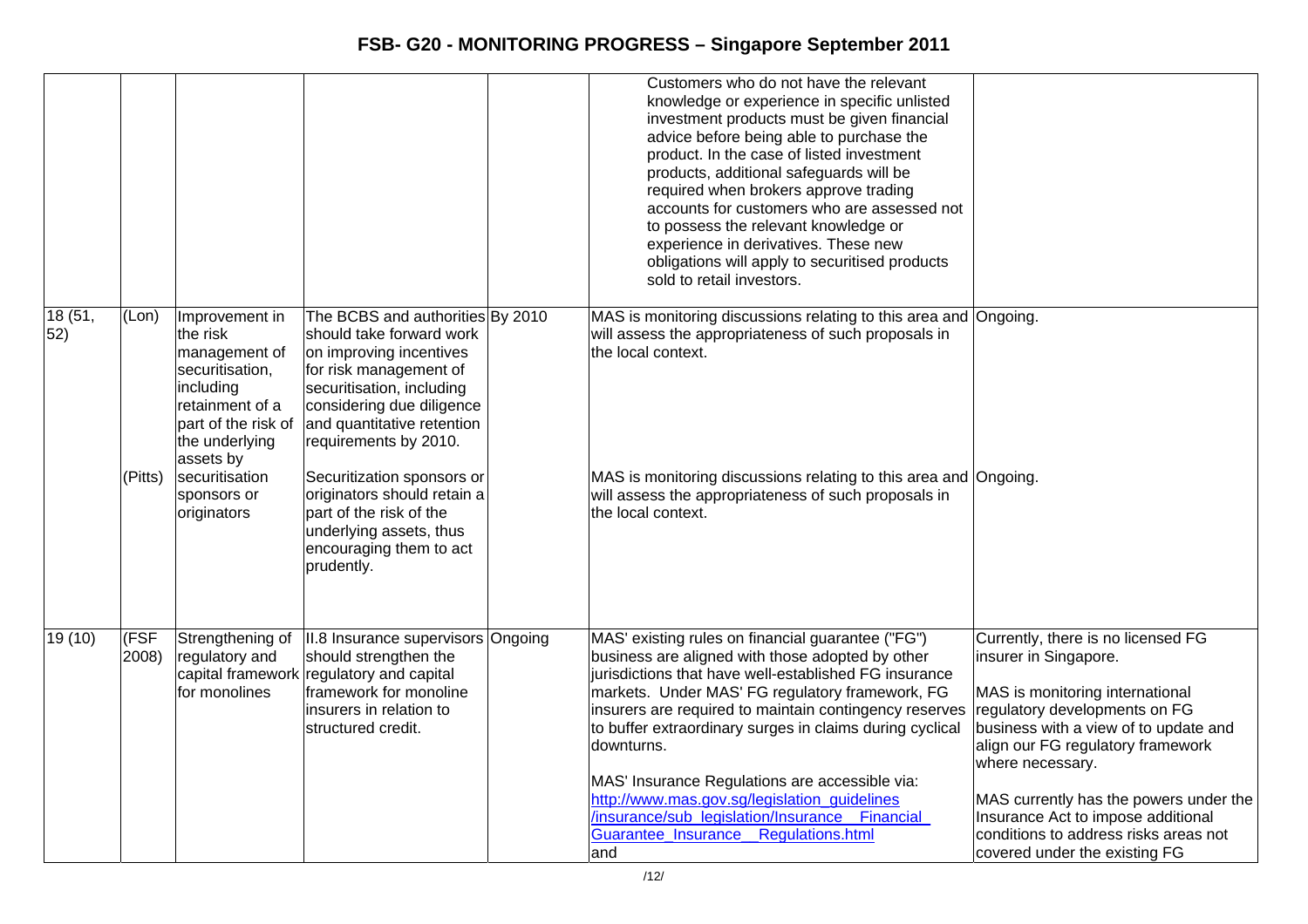| | | | | | | |
|---|---|---|---|---|---|---|
| | | | | | Customers who do not have the relevant knowledge or experience in specific unlisted investment products must be given financial advice before being able to purchase the product. In the case of listed investment products, additional safeguards will be required when brokers approve trading accounts for customers who are assessed not to possess the relevant knowledge or experience in derivatives. These new obligations will apply to securitised products sold to retail investors. | |
| 18 (51, 52) | (Lon) | Improvement in the risk management of securitisation, including retainment of a part of the risk of the underlying assets by securitisation sponsors or originators | The BCBS and authorities should take forward work on improving incentives for risk management of securitisation, including considering due diligence and quantitative retention requirements by 2010. | By 2010 | MAS is monitoring discussions relating to this area and will assess the appropriateness of such proposals in the local context. | Ongoing. |
| | (Pitts) | | Securitization sponsors or originators should retain a part of the risk of the underlying assets, thus encouraging them to act prudently. | | MAS is monitoring discussions relating to this area and will assess the appropriateness of such proposals in the local context. | Ongoing. |
| 19 (10) | (FSF 2008) | Strengthening of regulatory and capital framework for monolines | II.8 Insurance supervisors should strengthen the regulatory and capital framework for monoline insurers in relation to structured credit. | Ongoing | MAS' existing rules on financial guarantee ("FG") business are aligned with those adopted by other jurisdictions that have well-established FG insurance markets. Under MAS' FG regulatory framework, FG insurers are required to maintain contingency reserves to buffer extraordinary surges in claims during cyclical downturns.<br><br>MAS' Insurance Regulations are accessible via: http://www.mas.gov.sg/legislation_guidelines/insurance/sub_legislation/Insurance__Financial_Guarantee_Insurance__Regulations.html and | Currently, there is no licensed FG insurer in Singapore.<br><br>MAS is monitoring international regulatory developments on FG business with a view of to update and align our FG regulatory framework where necessary.<br><br>MAS currently has the powers under the Insurance Act to impose additional conditions to address risks areas not covered under the existing FG |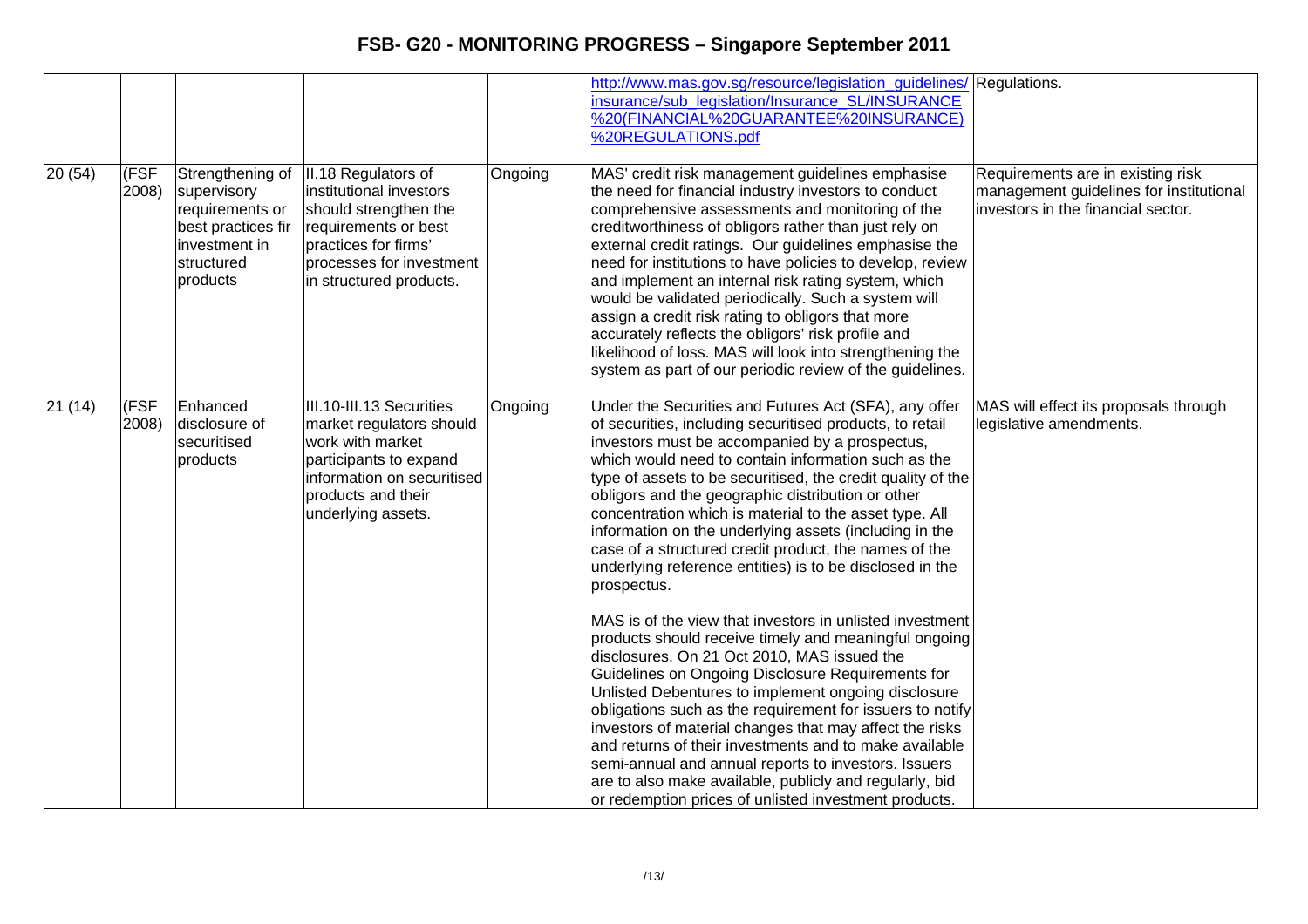| | | | | | | |
|---|---|---|---|---|---|---|
| | | | | | http://www.mas.gov.sg/resource/legislation_guidelines/insurance/sub_legislation/Insurance_SL/INSURANCE%20(FINANCIAL%20GUARANTEE%20INSURANCE)%20REGULATIONS.pdf | Regulations. |
| 20 (54) | (FSF 2008) | Strengthening of supervisory requirements or best practices fir investment in structured products | II.18 Regulators of institutional investors should strengthen the requirements or best practices for firms' processes for investment in structured products. | Ongoing | MAS' credit risk management guidelines emphasise the need for financial industry investors to conduct comprehensive assessments and monitoring of the creditworthiness of obligors rather than just rely on external credit ratings. Our guidelines emphasise the need for institutions to have policies to develop, review and implement an internal risk rating system, which would be validated periodically. Such a system will assign a credit risk rating to obligors that more accurately reflects the obligors' risk profile and likelihood of loss. MAS will look into strengthening the system as part of our periodic review of the guidelines. | Requirements are in existing risk management guidelines for institutional investors in the financial sector. |
| 21 (14) | (FSF 2008) | Enhanced disclosure of securitised products | III.10-III.13 Securities market regulators should work with market participants to expand information on securitised products and their underlying assets. | Ongoing | Under the Securities and Futures Act (SFA), any offer of securities, including securitised products, to retail investors must be accompanied by a prospectus, which would need to contain information such as the type of assets to be securitised, the credit quality of the obligors and the geographic distribution or other concentration which is material to the asset type. All information on the underlying assets (including in the case of a structured credit product, the names of the underlying reference entities) is to be disclosed in the prospectus.<br><br>MAS is of the view that investors in unlisted investment products should receive timely and meaningful ongoing disclosures. On 21 Oct 2010, MAS issued the Guidelines on Ongoing Disclosure Requirements for Unlisted Debentures to implement ongoing disclosure obligations such as the requirement for issuers to notify investors of material changes that may affect the risks and returns of their investments and to make available semi-annual and annual reports to investors. Issuers are to also make available, publicly and regularly, bid or redemption prices of unlisted investment products. | MAS will effect its proposals through legislative amendments. |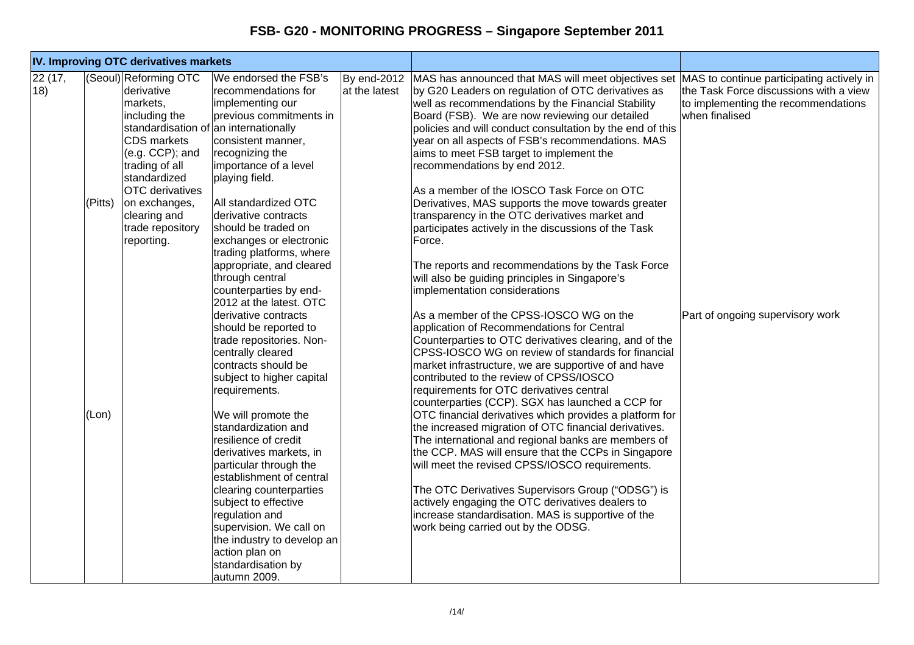# FSB- G20 - MONITORING PROGRESS – Singapore September 2011

| IV. Improving OTC derivatives markets | | | | | | |
|---|---|---|---|---|---|---|
| 22 (17, 18) | (Seoul)<br><br><br><br><br><br><br><br>(Pitts)<br><br><br><br><br><br><br><br><br><br><br><br><br><br><br>(Lon) | Reforming OTC derivative markets, including the standardisation of CDS markets (e.g. CCP); and trading of all standardized OTC derivatives on exchanges, clearing and trade repository reporting. | We endorsed the FSB's recommendations for implementing our previous commitments in an internationally consistent manner, recognizing the importance of a level playing field.<br><br>All standardized OTC derivative contracts should be traded on exchanges or electronic trading platforms, where appropriate, and cleared through central counterparties by end-2012 at the latest. OTC derivative contracts should be reported to trade repositories. Non-centrally cleared contracts should be subject to higher capital requirements.<br><br>We will promote the standardization and resilience of credit derivatives markets, in particular through the establishment of central clearing counterparties subject to effective regulation and supervision. We call on the industry to develop an action plan on standardisation by autumn 2009. | By end-2012 at the latest | MAS has announced that MAS will meet objectives set by G20 Leaders on regulation of OTC derivatives as well as recommendations by the Financial Stability Board (FSB). We are now reviewing our detailed policies and will conduct consultation by the end of this year on all aspects of FSB's recommendations. MAS aims to meet FSB target to implement the recommendations by end 2012.<br><br>As a member of the IOSCO Task Force on OTC Derivatives, MAS supports the move towards greater transparency in the OTC derivatives market and participates actively in the discussions of the Task Force.<br><br>The reports and recommendations by the Task Force will also be guiding principles in Singapore's implementation considerations<br><br>As a member of the CPSS-IOSCO WG on the application of Recommendations for Central Counterparties to OTC derivatives clearing, and of the CPSS-IOSCO WG on review of standards for financial market infrastructure, we are supportive of and have contributed to the review of CPSS/IOSCO requirements for OTC derivatives central counterparties (CCP). SGX has launched a CCP for OTC financial derivatives which provides a platform for the increased migration of OTC financial derivatives. The international and regional banks are members of the CCP. MAS will ensure that the CCPs in Singapore will meet the revised CPSS/IOSCO requirements.<br><br>The OTC Derivatives Supervisors Group ("ODSG") is actively engaging the OTC derivatives dealers to increase standardisation. MAS is supportive of the work being carried out by the ODSG. | MAS to continue participating actively in the Task Force discussions with a view to implementing the recommendations when finalised<br><br><br><br><br><br><br><br><br><br>Part of ongoing supervisory work |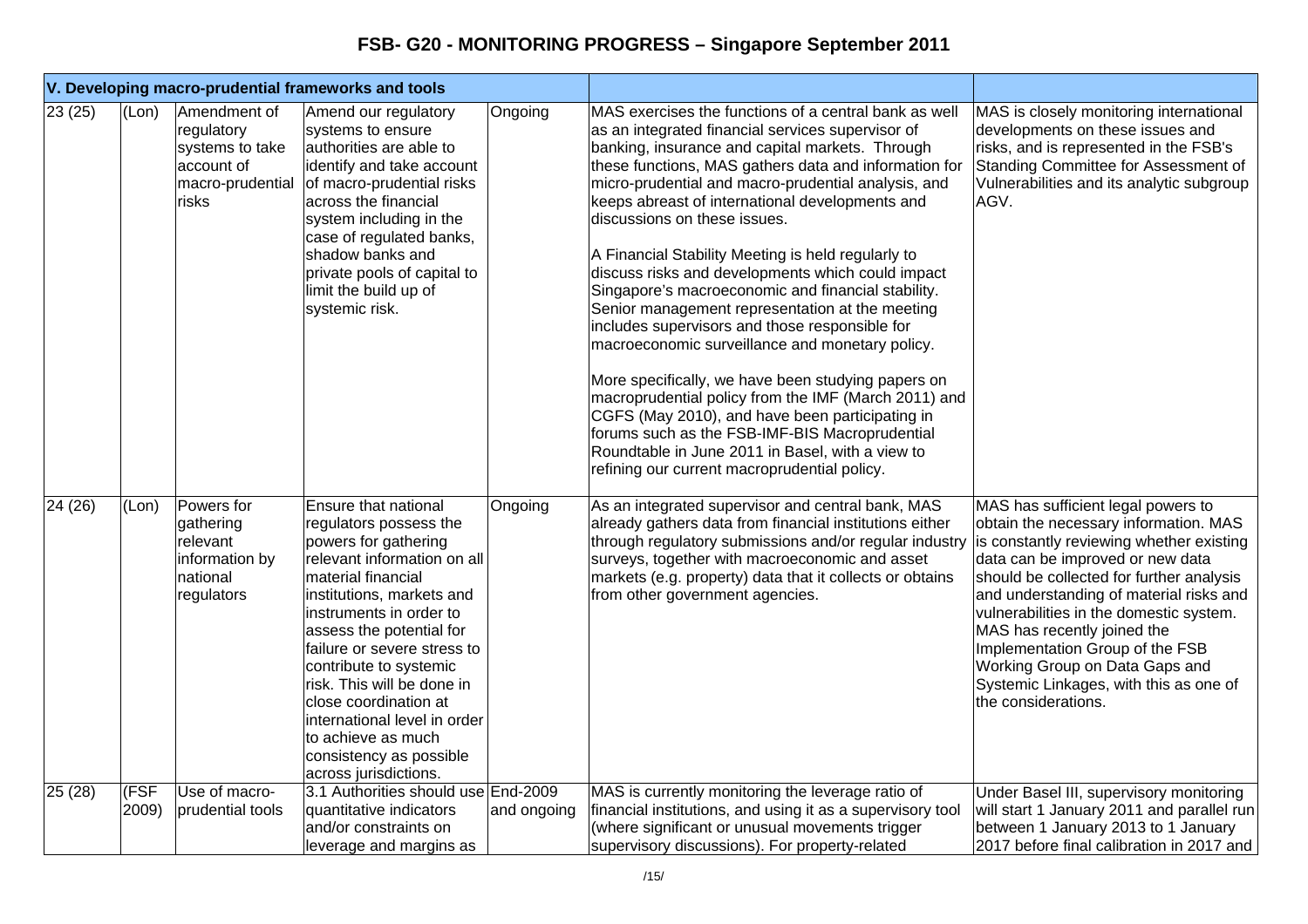# FSB- G20 - MONITORING PROGRESS – Singapore September 2011

| V. Developing macro-prudential frameworks and tools | | | | | | |
|---|---|---|---|---|---|---|
| 23 (25) | (Lon) | Amendment of regulatory systems to take account of macro-prudential risks | Amend our regulatory systems to ensure authorities are able to identify and take account of macro-prudential risks across the financial system including in the case of regulated banks, shadow banks and private pools of capital to limit the build up of systemic risk. | Ongoing | MAS exercises the functions of a central bank as well as an integrated financial services supervisor of banking, insurance and capital markets. Through these functions, MAS gathers data and information for micro-prudential and macro-prudential analysis, and keeps abreast of international developments and discussions on these issues.<br><br>A Financial Stability Meeting is held regularly to discuss risks and developments which could impact Singapore's macroeconomic and financial stability. Senior management representation at the meeting includes supervisors and those responsible for macroeconomic surveillance and monetary policy.<br><br>More specifically, we have been studying papers on macroprudential policy from the IMF (March 2011) and CGFS (May 2010), and have been participating in forums such as the FSB-IMF-BIS Macroprudential Roundtable in June 2011 in Basel, with a view to refining our current macroprudential policy. | MAS is closely monitoring international developments on these issues and risks, and is represented in the FSB's Standing Committee for Assessment of Vulnerabilities and its analytic subgroup AGV. |
| 24 (26) | (Lon) | Powers for gathering relevant information by national regulators | Ensure that national regulators possess the powers for gathering relevant information on all material financial institutions, markets and instruments in order to assess the potential for failure or severe stress to contribute to systemic risk. This will be done in close coordination at international level in order to achieve as much consistency as possible across jurisdictions. | Ongoing | As an integrated supervisor and central bank, MAS already gathers data from financial institutions either through regulatory submissions and/or regular industry surveys, together with macroeconomic and asset markets (e.g. property) data that it collects or obtains from other government agencies. | MAS has sufficient legal powers to obtain the necessary information. MAS is constantly reviewing whether existing data can be improved or new data should be collected for further analysis and understanding of material risks and vulnerabilities in the domestic system. MAS has recently joined the Implementation Group of the FSB Working Group on Data Gaps and Systemic Linkages, with this as one of the considerations. |
| 25 (28) | (FSF 2009) | Use of macro-prudential tools | 3.1 Authorities should use quantitative indicators and/or constraints on leverage and margins as | End-2009 and ongoing | MAS is currently monitoring the leverage ratio of financial institutions, and using it as a supervisory tool (where significant or unusual movements trigger supervisory discussions). For property-related | Under Basel III, supervisory monitoring will start 1 January 2011 and parallel run between 1 January 2013 to 1 January 2017 before final calibration in 2017 and |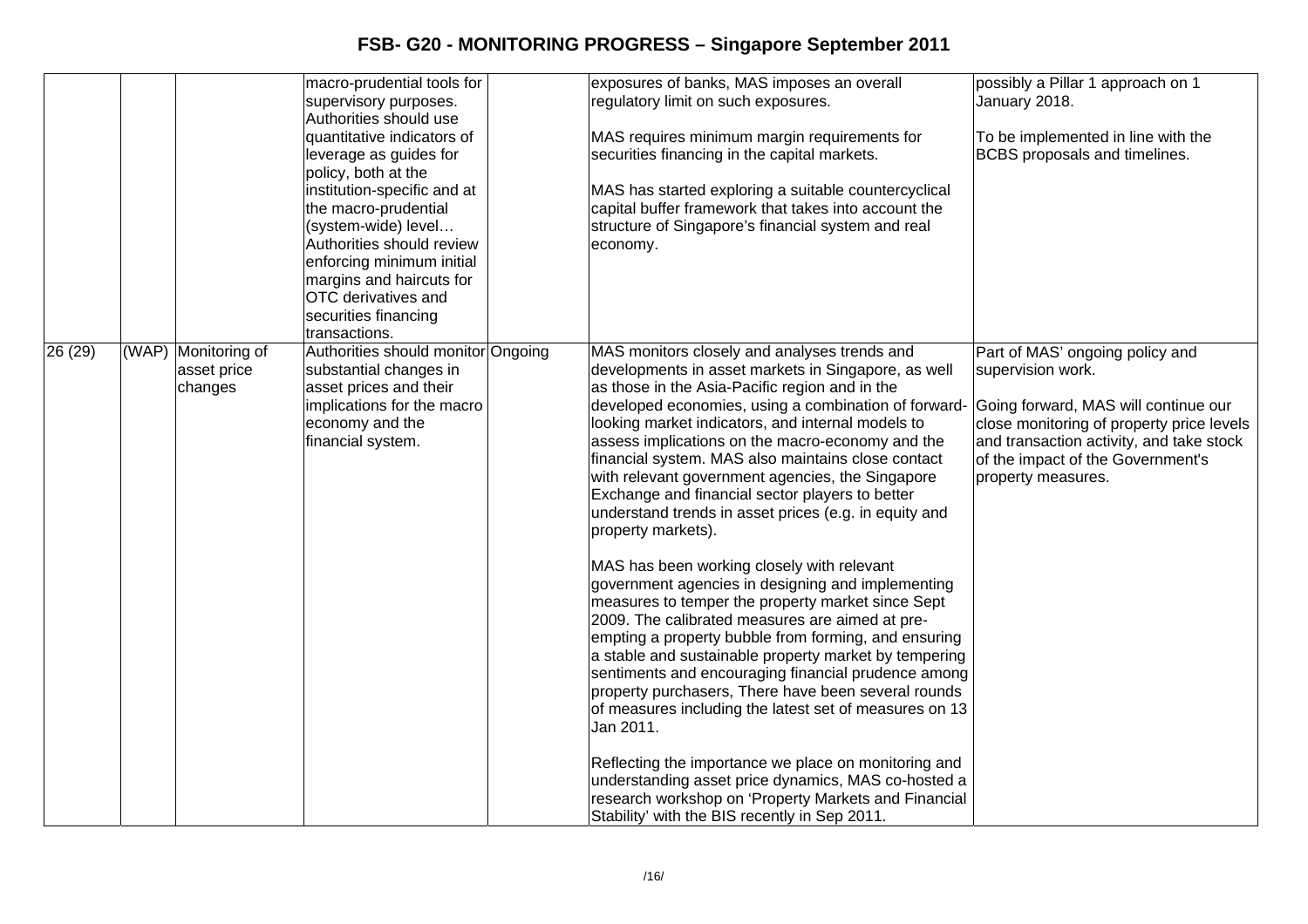# FSB- G20 - MONITORING PROGRESS – Singapore September 2011

| | | | | | | |
|---|---|---|---|---|---|---|
| | | | macro-prudential tools for supervisory purposes. Authorities should use quantitative indicators of leverage as guides for policy, both at the institution-specific and at the macro-prudential (system-wide) level… Authorities should review enforcing minimum initial margins and haircuts for OTC derivatives and securities financing transactions. | | exposures of banks, MAS imposes an overall regulatory limit on such exposures.<br><br>MAS requires minimum margin requirements for securities financing in the capital markets.<br><br>MAS has started exploring a suitable countercyclical capital buffer framework that takes into account the structure of Singapore's financial system and real economy. | possibly a Pillar 1 approach on 1 January 2018.<br><br>To be implemented in line with the BCBS proposals and timelines. |
| 26 (29) | (WAP) | Monitoring of asset price changes | Authorities should monitor substantial changes in asset prices and their implications for the macro economy and the financial system. | Ongoing | MAS monitors closely and analyses trends and developments in asset markets in Singapore, as well as those in the Asia-Pacific region and in the developed economies, using a combination of forward-looking market indicators, and internal models to assess implications on the macro-economy and the financial system. MAS also maintains close contact with relevant government agencies, the Singapore Exchange and financial sector players to better understand trends in asset prices (e.g. in equity and property markets).<br><br>MAS has been working closely with relevant government agencies in designing and implementing measures to temper the property market since Sept 2009. The calibrated measures are aimed at pre-empting a property bubble from forming, and ensuring a stable and sustainable property market by tempering sentiments and encouraging financial prudence among property purchasers, There have been several rounds of measures including the latest set of measures on 13 Jan 2011.<br><br>Reflecting the importance we place on monitoring and understanding asset price dynamics, MAS co-hosted a research workshop on 'Property Markets and Financial Stability' with the BIS recently in Sep 2011. | Part of MAS' ongoing policy and supervision work.<br><br>Going forward, MAS will continue our close monitoring of property price levels and transaction activity, and take stock of the impact of the Government's property measures. |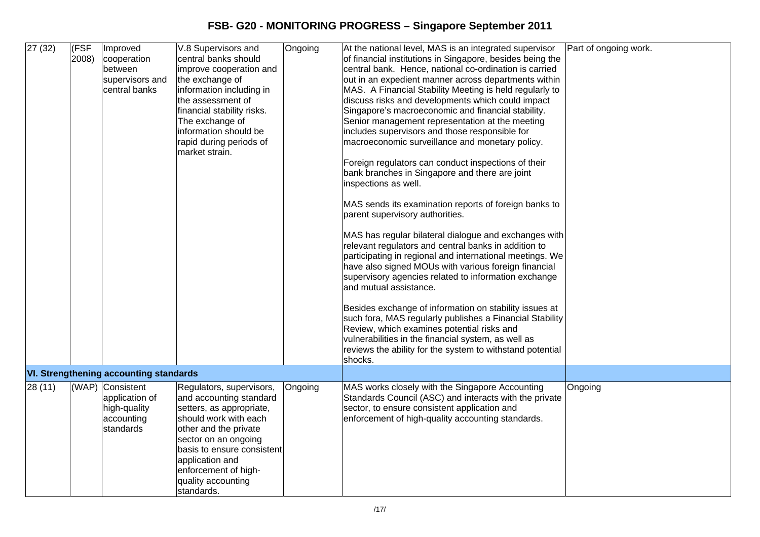| 27 (32) | (FSF 2008) | Improved cooperation between supervisors and central banks | V.8 Supervisors and central banks should improve cooperation and the exchange of information including in the assessment of financial stability risks. The exchange of information should be rapid during periods of market strain. | Ongoing | At the national level, MAS is an integrated supervisor of financial institutions in Singapore, besides being the central bank. Hence, national co-ordination is carried out in an expedient manner across departments within MAS. A Financial Stability Meeting is held regularly to discuss risks and developments which could impact Singapore's macroeconomic and financial stability. Senior management representation at the meeting includes supervisors and those responsible for macroeconomic surveillance and monetary policy.<br><br>Foreign regulators can conduct inspections of their bank branches in Singapore and there are joint inspections as well.<br><br>MAS sends its examination reports of foreign banks to parent supervisory authorities.<br><br>MAS has regular bilateral dialogue and exchanges with relevant regulators and central banks in addition to participating in regional and international meetings. We have also signed MOUs with various foreign financial supervisory agencies related to information exchange and mutual assistance.<br><br>Besides exchange of information on stability issues at such fora, MAS regularly publishes a Financial Stability Review, which examines potential risks and vulnerabilities in the financial system, as well as reviews the ability for the system to withstand potential shocks. | Part of ongoing work. |
|---|---|---|---|---|---|---|
| **VI. Strengthening accounting standards** | | | | | | |
| 28 (11) | (WAP) | Consistent application of high-quality accounting standards | Regulators, supervisors, and accounting standard setters, as appropriate, should work with each other and the private sector on an ongoing basis to ensure consistent application and enforcement of high-quality accounting standards. | Ongoing | MAS works closely with the Singapore Accounting Standards Council (ASC) and interacts with the private sector, to ensure consistent application and enforcement of high-quality accounting standards. | Ongoing |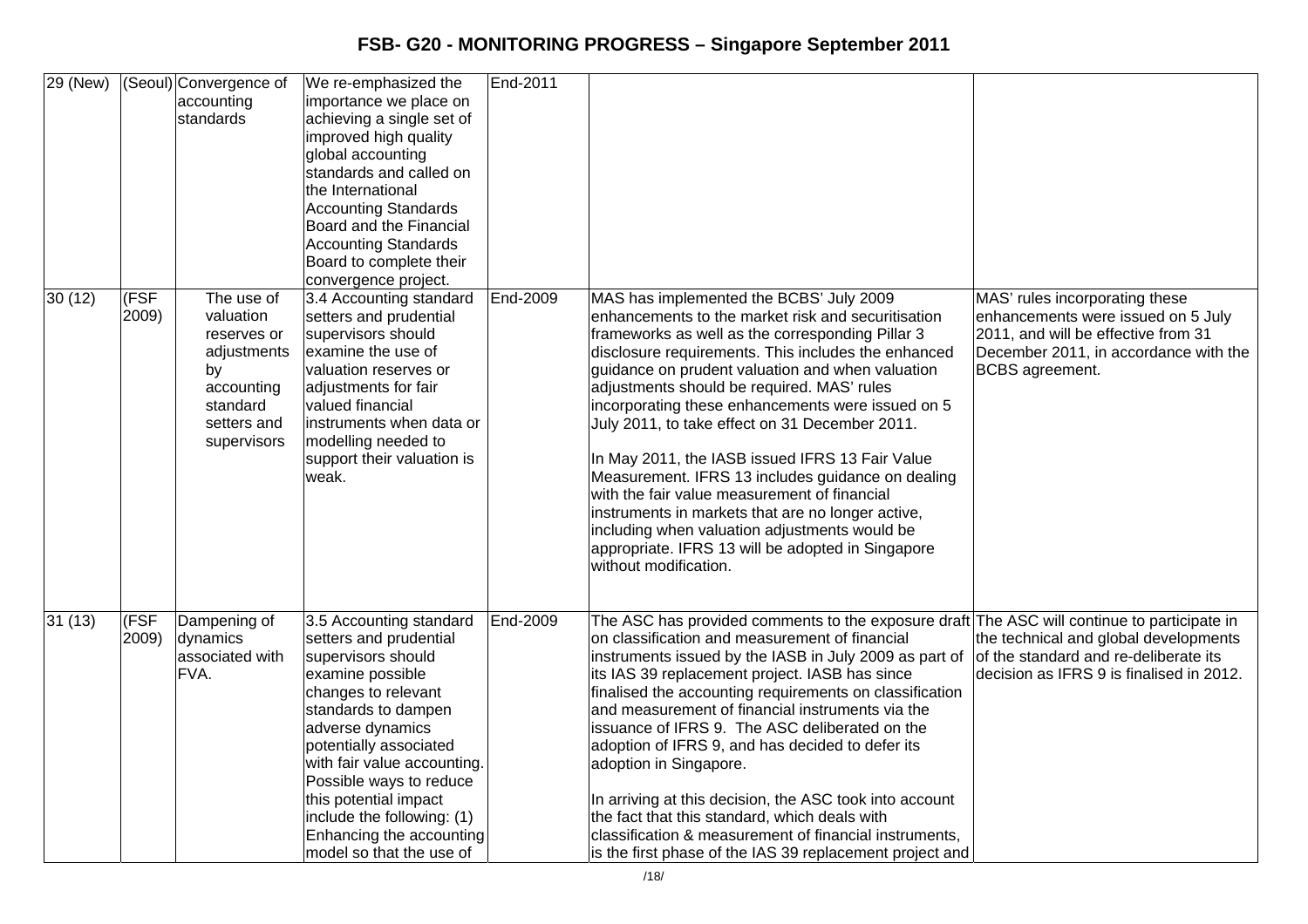# FSB- G20 - MONITORING PROGRESS – Singapore September 2011

| | | | | | | |
|---|---|---|---|---|---|---|
| 29 (New) | (Seoul) | Convergence of accounting standards | We re-emphasized the importance we place on achieving a single set of improved high quality global accounting standards and called on the International Accounting Standards Board and the Financial Accounting Standards Board to complete their convergence project. | End-2011 | | |
| 30 (12) | (FSF 2009) | The use of valuation reserves or adjustments by accounting standard setters and supervisors | 3.4 Accounting standard setters and prudential supervisors should examine the use of valuation reserves or adjustments for fair valued financial instruments when data or modelling needed to support their valuation is weak. | End-2009 | MAS has implemented the BCBS' July 2009 enhancements to the market risk and securitisation frameworks as well as the corresponding Pillar 3 disclosure requirements. This includes the enhanced guidance on prudent valuation and when valuation adjustments should be required. MAS' rules incorporating these enhancements were issued on 5 July 2011, to take effect on 31 December 2011.<br><br>In May 2011, the IASB issued IFRS 13 Fair Value Measurement. IFRS 13 includes guidance on dealing with the fair value measurement of financial instruments in markets that are no longer active, including when valuation adjustments would be appropriate. IFRS 13 will be adopted in Singapore without modification. | MAS' rules incorporating these enhancements were issued on 5 July 2011, and will be effective from 31 December 2011, in accordance with the BCBS agreement. |
| 31 (13) | (FSF 2009) | Dampening of dynamics associated with FVA. | 3.5 Accounting standard setters and prudential supervisors should examine possible changes to relevant standards to dampen adverse dynamics potentially associated with fair value accounting. Possible ways to reduce this potential impact include the following: (1) Enhancing the accounting model so that the use of | End-2009 | The ASC has provided comments to the exposure draft on classification and measurement of financial instruments issued by the IASB in July 2009 as part of its IAS 39 replacement project. IASB has since finalised the accounting requirements on classification and measurement of financial instruments via the issuance of IFRS 9. The ASC deliberated on the adoption of IFRS 9, and has decided to defer its adoption in Singapore.<br><br>In arriving at this decision, the ASC took into account the fact that this standard, which deals with classification & measurement of financial instruments, is the first phase of the IAS 39 replacement project and | The ASC will continue to participate in the technical and global developments of the standard and re-deliberate its decision as IFRS 9 is finalised in 2012. |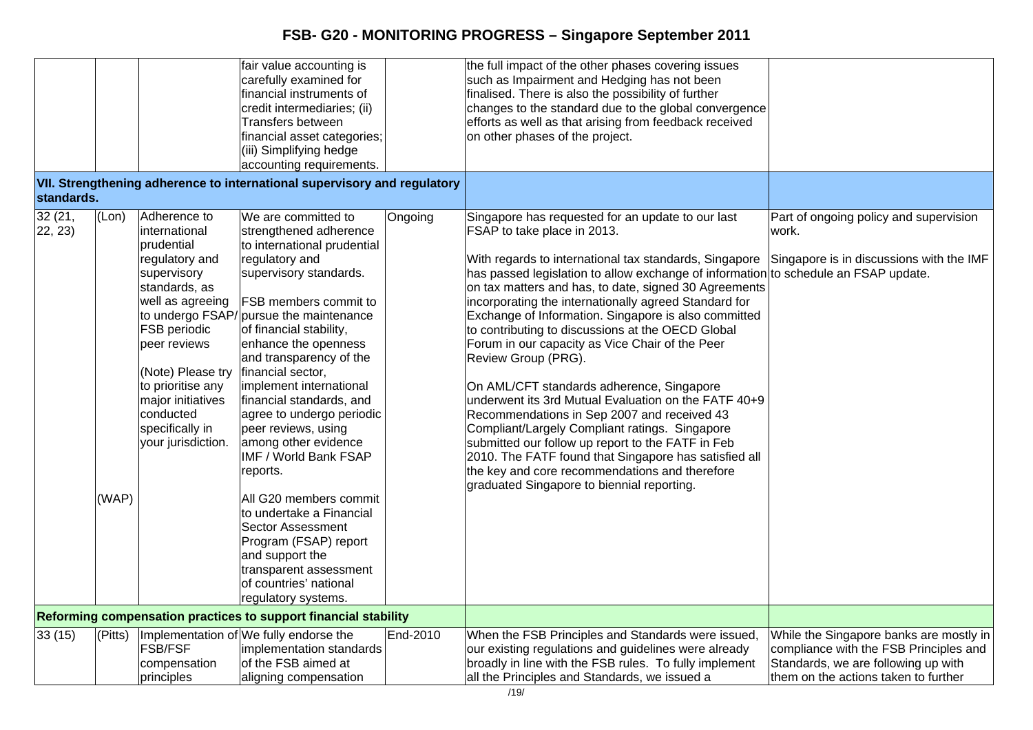| | | | | | | |
|---|---|---|---|---|---|---|
| | | | fair value accounting is carefully examined for financial instruments of credit intermediaries; (ii) Transfers between financial asset categories; (iii) Simplifying hedge accounting requirements. | | the full impact of the other phases covering issues such as Impairment and Hedging has not been finalised. There is also the possibility of further changes to the standard due to the global convergence efforts as well as that arising from feedback received on other phases of the project. | |
| **VII. Strengthening adherence to international supervisory and regulatory standards.** | | | | | | |
| 32 (21, 22, 23) | (Lon)<br><br>(WAP) | Adherence to international prudential regulatory and supervisory standards, as well as agreeing to undergo FSAP/ FSB periodic peer reviews<br><br>(Note) Please try to prioritise any major initiatives conducted specifically in your jurisdiction. | We are committed to strengthened adherence to international prudential regulatory and supervisory standards.<br><br>FSB members commit to pursue the maintenance of financial stability, enhance the openness and transparency of the financial sector, implement international financial standards, and agree to undergo periodic peer reviews, using among other evidence IMF / World Bank FSAP reports.<br><br>All G20 members commit to undertake a Financial Sector Assessment Program (FSAP) report and support the transparent assessment of countries' national regulatory systems. | Ongoing | Singapore has requested for an update to our last FSAP to take place in 2013.<br><br>With regards to international tax standards, Singapore has passed legislation to allow exchange of information on tax matters and has, to date, signed 30 Agreements incorporating the internationally agreed Standard for Exchange of Information. Singapore is also committed to contributing to discussions at the OECD Global Forum in our capacity as Vice Chair of the Peer Review Group (PRG).<br><br>On AML/CFT standards adherence, Singapore underwent its 3rd Mutual Evaluation on the FATF 40+9 Recommendations in Sep 2007 and received 43 Compliant/Largely Compliant ratings. Singapore submitted our follow up report to the FATF in Feb 2010. The FATF found that Singapore has satisfied all the key and core recommendations and therefore graduated Singapore to biennial reporting. | Part of ongoing policy and supervision work.<br><br>Singapore is in discussions with the IMF to schedule an FSAP update. |
| **Reforming compensation practices to support financial stability** | | | | | | |
| 33 (15) | (Pitts) | Implementation of FSB/FSF compensation principles | We fully endorse the implementation standards of the FSB aimed at aligning compensation | End-2010 | When the FSB Principles and Standards were issued, our existing regulations and guidelines were already broadly in line with the FSB rules. To fully implement all the Principles and Standards, we issued a | While the Singapore banks are mostly in compliance with the FSB Principles and Standards, we are following up with them on the actions taken to further |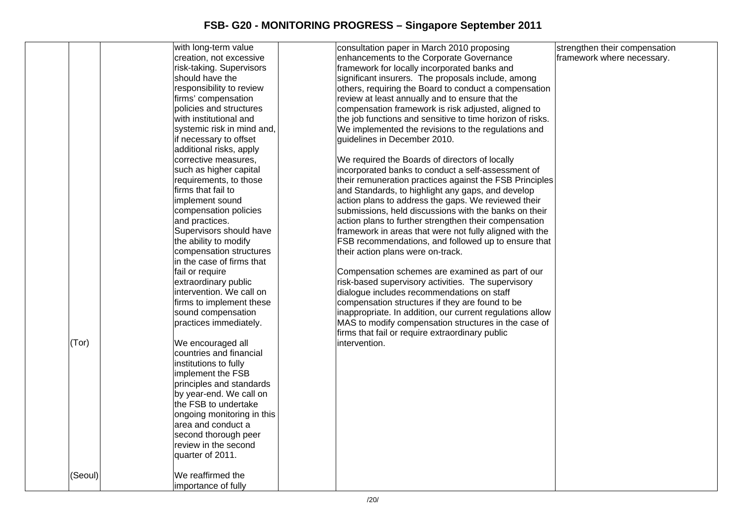# FSB- G20 - MONITORING PROGRESS – Singapore September 2011

| | | | | | | |
|---|---|---|---|---|---|---|
| | | | with long-term value creation, not excessive risk-taking. Supervisors should have the responsibility to review firms' compensation policies and structures with institutional and systemic risk in mind and, if necessary to offset additional risks, apply corrective measures, such as higher capital requirements, to those firms that fail to implement sound compensation policies and practices. Supervisors should have the ability to modify compensation structures in the case of firms that fail or require extraordinary public intervention. We call on firms to implement these sound compensation practices immediately. | | consultation paper in March 2010 proposing enhancements to the Corporate Governance framework for locally incorporated banks and significant insurers. The proposals include, among others, requiring the Board to conduct a compensation review at least annually and to ensure that the compensation framework is risk adjusted, aligned to the job functions and sensitive to time horizon of risks. We implemented the revisions to the regulations and guidelines in December 2010.<br><br>We required the Boards of directors of locally incorporated banks to conduct a self-assessment of their remuneration practices against the FSB Principles and Standards, to highlight any gaps, and develop action plans to address the gaps. We reviewed their submissions, held discussions with the banks on their action plans to further strengthen their compensation framework in areas that were not fully aligned with the FSB recommendations, and followed up to ensure that their action plans were on-track.<br><br>Compensation schemes are examined as part of our risk-based supervisory activities. The supervisory dialogue includes recommendations on staff compensation structures if they are found to be inappropriate. In addition, our current regulations allow MAS to modify compensation structures in the case of firms that fail or require extraordinary public intervention. | strengthen their compensation framework where necessary. |
| | (Tor) | | We encouraged all countries and financial institutions to fully implement the FSB principles and standards by year-end. We call on the FSB to undertake ongoing monitoring in this area and conduct a second thorough peer review in the second quarter of 2011. | | | |
| | (Seoul) | | We reaffirmed the importance of fully | | | |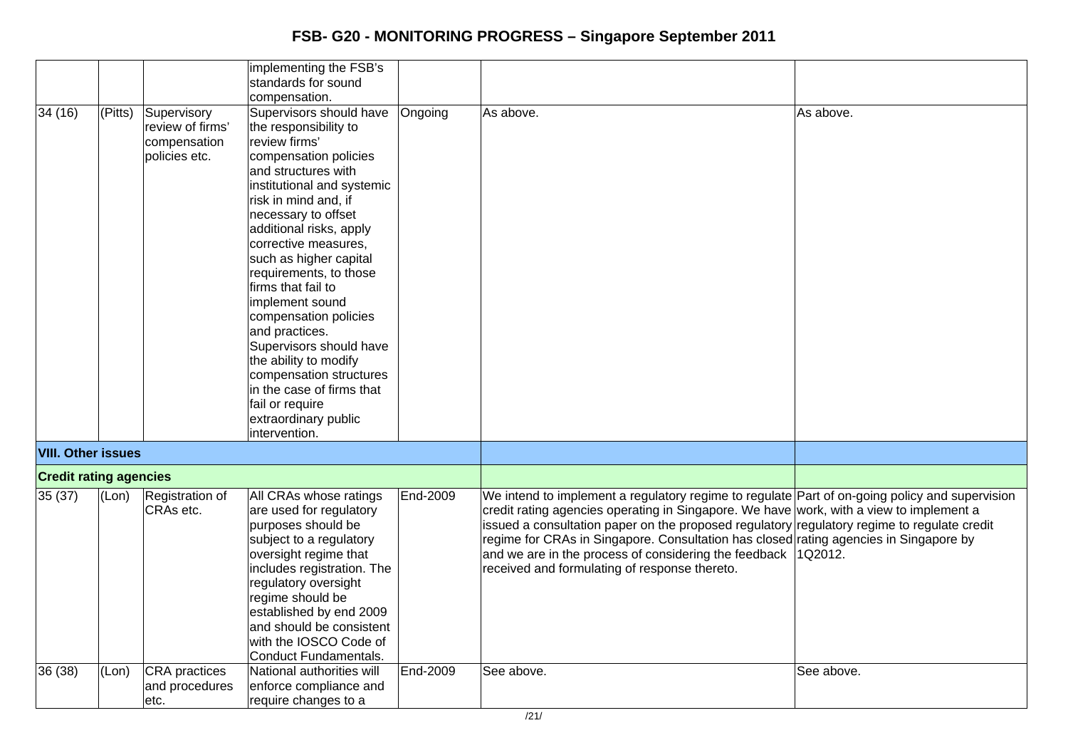|  |  |  | implementing the FSB's standards for sound compensation. |  |  |  |
|---|---|---|---|---|---|---|
| 34 (16) | (Pitts) | Supervisory review of firms' compensation policies etc. | Supervisors should have the responsibility to review firms' compensation policies and structures with institutional and systemic risk in mind and, if necessary to offset additional risks, apply corrective measures, such as higher capital requirements, to those firms that fail to implement sound compensation policies and practices. Supervisors should have the ability to modify compensation structures in the case of firms that fail or require extraordinary public intervention. | Ongoing | As above. | As above. |
| **VIII. Other issues** |  |  |  |  |  |  |
| **Credit rating agencies** |  |  |  |  |  |  |
| 35 (37) | (Lon) | Registration of CRAs etc. | All CRAs whose ratings are used for regulatory purposes should be subject to a regulatory oversight regime that includes registration. The regulatory oversight regime should be established by end 2009 and should be consistent with the IOSCO Code of Conduct Fundamentals. | End-2009 | We intend to implement a regulatory regime to regulate credit rating agencies operating in Singapore. We have issued a consultation paper on the proposed regulatory regime for CRAs in Singapore. Consultation has closed and we are in the process of considering the feedback received and formulating of response thereto. | Part of on-going policy and supervision work, with a view to implement a regulatory regime to regulate credit rating agencies in Singapore by 1Q2012. |
| 36 (38) | (Lon) | CRA practices and procedures etc. | National authorities will enforce compliance and require changes to a | End-2009 | See above. | See above. |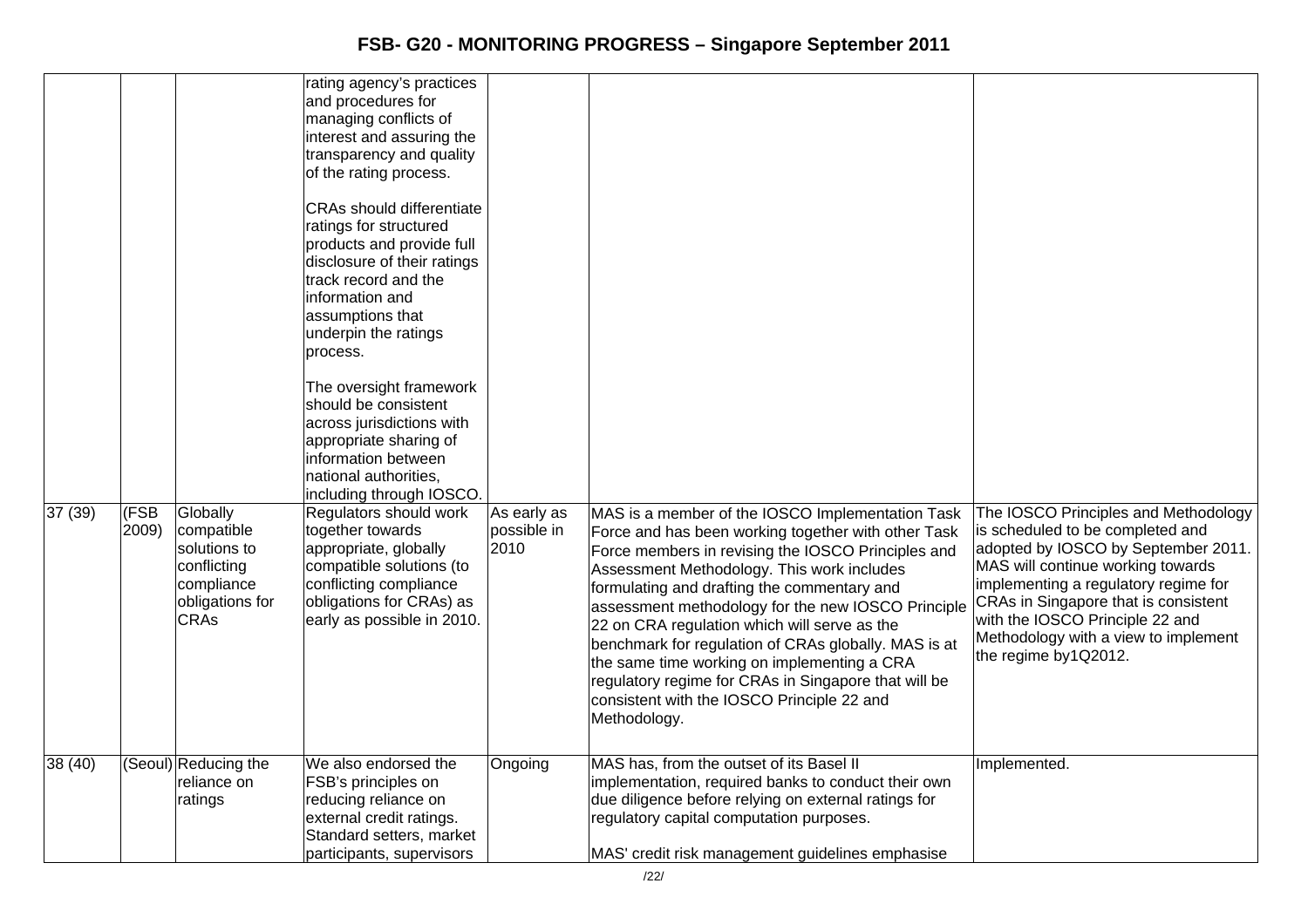| | | | | | | |
|---|---|---|---|---|---|---|
| | | | rating agency's practices and procedures for managing conflicts of interest and assuring the transparency and quality of the rating process.<br><br>CRAs should differentiate ratings for structured products and provide full disclosure of their ratings track record and the information and assumptions that underpin the ratings process.<br><br>The oversight framework should be consistent across jurisdictions with appropriate sharing of information between national authorities, including through IOSCO. | | | |
| 37 (39) | (FSB 2009) | Globally compatible solutions to conflicting compliance obligations for CRAs | Regulators should work together towards appropriate, globally compatible solutions (to conflicting compliance obligations for CRAs) as early as possible in 2010. | As early as possible in 2010 | MAS is a member of the IOSCO Implementation Task Force and has been working together with other Task Force members in revising the IOSCO Principles and Assessment Methodology. This work includes formulating and drafting the commentary and assessment methodology for the new IOSCO Principle 22 on CRA regulation which will serve as the benchmark for regulation of CRAs globally. MAS is at the same time working on implementing a CRA regulatory regime for CRAs in Singapore that will be consistent with the IOSCO Principle 22 and Methodology. | The IOSCO Principles and Methodology is scheduled to be completed and adopted by IOSCO by September 2011. MAS will continue working towards implementing a regulatory regime for CRAs in Singapore that is consistent with the IOSCO Principle 22 and Methodology with a view to implement the regime by1Q2012. |
| 38 (40) | (Seoul) | Reducing the reliance on ratings | We also endorsed the FSB's principles on reducing reliance on external credit ratings. Standard setters, market participants, supervisors | Ongoing | MAS has, from the outset of its Basel II implementation, required banks to conduct their own due diligence before relying on external ratings for regulatory capital computation purposes.<br><br>MAS' credit risk management guidelines emphasise | Implemented. |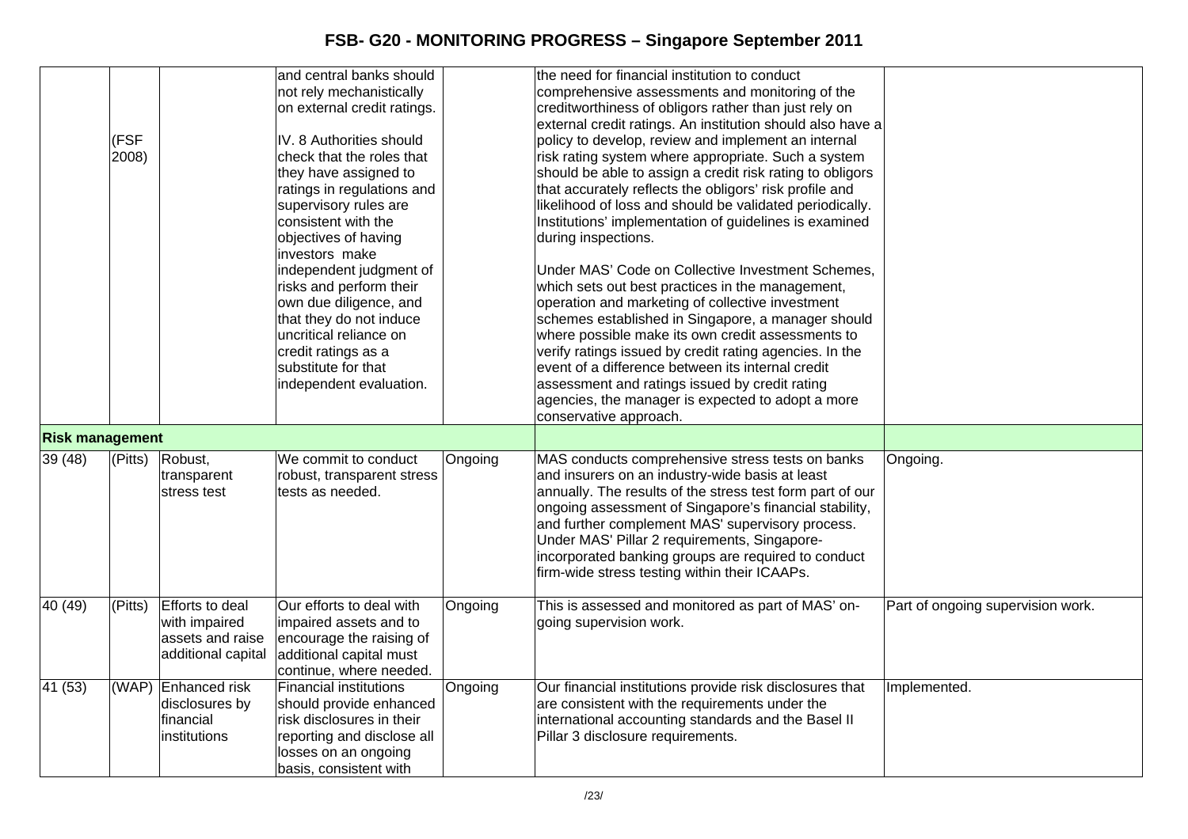| | | | | | | |
|---|---|---|---|---|---|---|
| | (FSF 2008) | | and central banks should not rely mechanistically on external credit ratings.<br><br>IV. 8 Authorities should check that the roles that they have assigned to ratings in regulations and supervisory rules are consistent with the objectives of having investors make independent judgment of risks and perform their own due diligence, and that they do not induce uncritical reliance on credit ratings as a substitute for that independent evaluation. | | the need for financial institution to conduct comprehensive assessments and monitoring of the creditworthiness of obligors rather than just rely on external credit ratings. An institution should also have a policy to develop, review and implement an internal risk rating system where appropriate. Such a system should be able to assign a credit risk rating to obligors that accurately reflects the obligors' risk profile and likelihood of loss and should be validated periodically. Institutions' implementation of guidelines is examined during inspections.<br><br>Under MAS' Code on Collective Investment Schemes, which sets out best practices in the management, operation and marketing of collective investment schemes established in Singapore, a manager should where possible make its own credit assessments to verify ratings issued by credit rating agencies. In the event of a difference between its internal credit assessment and ratings issued by credit rating agencies, the manager is expected to adopt a more conservative approach. | |
| **Risk management** | | | | | | |
| 39 (48) | (Pitts) | Robust, transparent stress test | We commit to conduct robust, transparent stress tests as needed. | Ongoing | MAS conducts comprehensive stress tests on banks and insurers on an industry-wide basis at least annually. The results of the stress test form part of our ongoing assessment of Singapore's financial stability, and further complement MAS' supervisory process. Under MAS' Pillar 2 requirements, Singapore-incorporated banking groups are required to conduct firm-wide stress testing within their ICAAPs. | Ongoing. |
| 40 (49) | (Pitts) | Efforts to deal with impaired assets and raise additional capital | Our efforts to deal with impaired assets and to encourage the raising of additional capital must continue, where needed. | Ongoing | This is assessed and monitored as part of MAS' on-going supervision work. | Part of ongoing supervision work. |
| 41 (53) | (WAP) | Enhanced risk disclosures by financial institutions | Financial institutions should provide enhanced risk disclosures in their reporting and disclose all losses on an ongoing basis, consistent with | Ongoing | Our financial institutions provide risk disclosures that are consistent with the requirements under the international accounting standards and the Basel II Pillar 3 disclosure requirements. | Implemented. |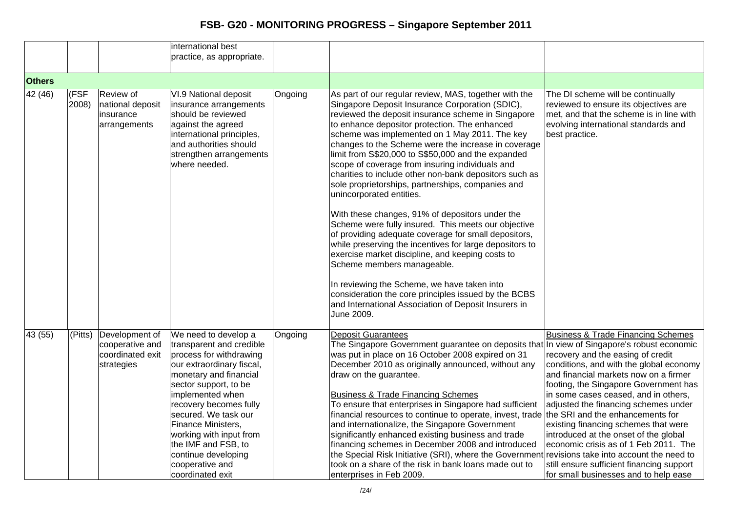# FSB- G20 - MONITORING PROGRESS – Singapore September 2011

| | | | | | | |
|---|---|---|---|---|---|---|
| | | | international best practice, as appropriate. | | | |
| **Others** | | | | | | |
| 42 (46) | (FSF 2008) | Review of national deposit insurance arrangements | VI.9 National deposit insurance arrangements should be reviewed against the agreed international principles, and authorities should strengthen arrangements where needed. | Ongoing | As part of our regular review, MAS, together with the Singapore Deposit Insurance Corporation (SDIC), reviewed the deposit insurance scheme in Singapore to enhance depositor protection. The enhanced scheme was implemented on 1 May 2011. The key changes to the Scheme were the increase in coverage limit from S$20,000 to S$50,000 and the expanded scope of coverage from insuring individuals and charities to include other non-bank depositors such as sole proprietorships, partnerships, companies and unincorporated entities.<br><br>With these changes, 91% of depositors under the Scheme were fully insured. This meets our objective of providing adequate coverage for small depositors, while preserving the incentives for large depositors to exercise market discipline, and keeping costs to Scheme members manageable.<br><br>In reviewing the Scheme, we have taken into consideration the core principles issued by the BCBS and International Association of Deposit Insurers in June 2009. | The DI scheme will be continually reviewed to ensure its objectives are met, and that the scheme is in line with evolving international standards and best practice. |
| 43 (55) | (Pitts) | Development of cooperative and coordinated exit strategies | We need to develop a transparent and credible process for withdrawing our extraordinary fiscal, monetary and financial sector support, to be implemented when recovery becomes fully secured. We task our Finance Ministers, working with input from the IMF and FSB, to continue developing cooperative and coordinated exit | Ongoing | <u>Deposit Guarantees</u><br>The Singapore Government guarantee on deposits that was put in place on 16 October 2008 expired on 31 December 2010 as originally announced, without any draw on the guarantee.<br><br><u>Business & Trade Financing Schemes</u><br>To ensure that enterprises in Singapore had sufficient financial resources to continue to operate, invest, trade and internationalize, the Singapore Government significantly enhanced existing business and trade financing schemes in December 2008 and introduced the Special Risk Initiative (SRI), where the Government took on a share of the risk in bank loans made out to enterprises in Feb 2009. | <u>Business & Trade Financing Schemes</u><br>In view of Singapore's robust economic recovery and the easing of credit conditions, and with the global economy and financial markets now on a firmer footing, the Singapore Government has in some cases ceased, and in others, adjusted the financing schemes under the SRI and the enhancements for existing financing schemes that were introduced at the onset of the global economic crisis as of 1 Feb 2011. The revisions take into account the need to still ensure sufficient financing support for small businesses and to help ease |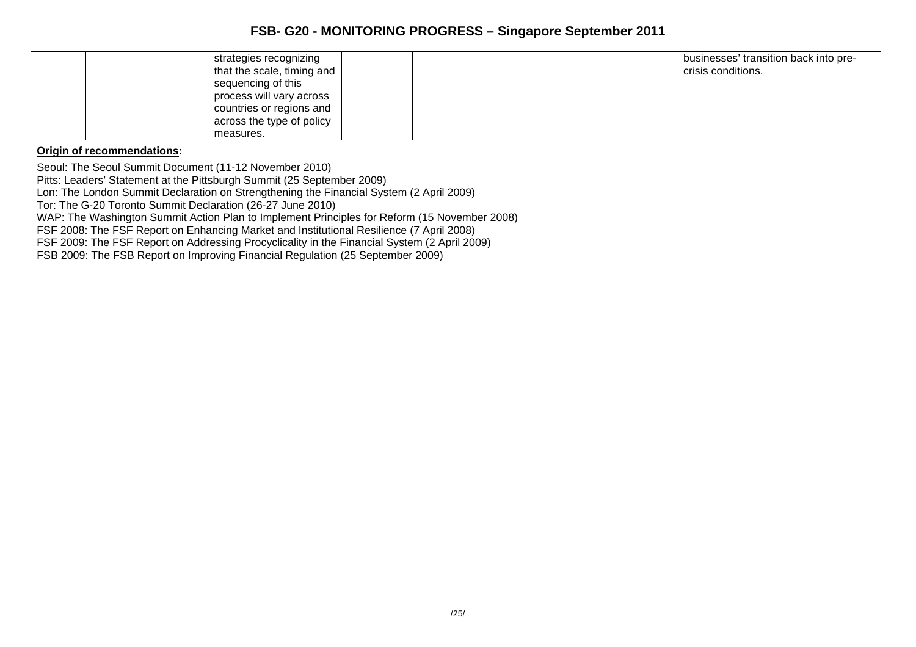| | | | | | | |
|---|---|---|---|---|---|---|
| | | | strategies recognizing that the scale, timing and sequencing of this process will vary across countries or regions and across the type of policy measures. | | | businesses' transition back into pre-crisis conditions. |

**Origin of recommendations:**

Seoul: The Seoul Summit Document (11-12 November 2010)
Pitts: Leaders' Statement at the Pittsburgh Summit (25 September 2009)
Lon: The London Summit Declaration on Strengthening the Financial System (2 April 2009)
Tor: The G-20 Toronto Summit Declaration (26-27 June 2010)
WAP: The Washington Summit Action Plan to Implement Principles for Reform (15 November 2008)
FSF 2008: The FSF Report on Enhancing Market and Institutional Resilience (7 April 2008)
FSF 2009: The FSF Report on Addressing Procyclicality in the Financial System (2 April 2009)
FSB 2009: The FSB Report on Improving Financial Regulation (25 September 2009)